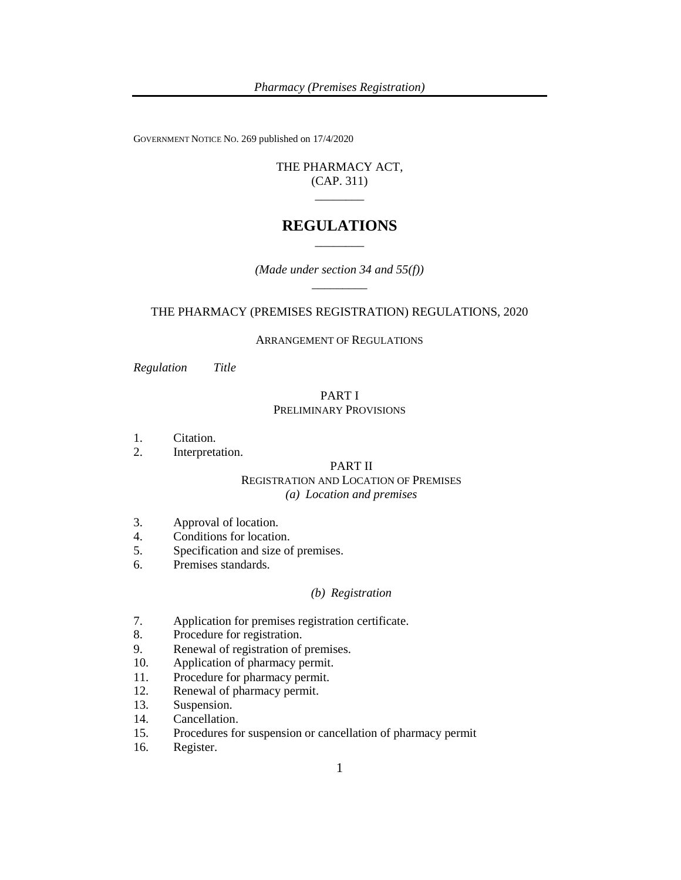GOVERNMENT NOTICE NO. 269 published on 17/4/2020

THE PHARMACY ACT,
(CAP. 311)

# REGULATIONS

*(Made under section 34 and 55(f))*

## THE PHARMACY (PREMISES REGISTRATION) REGULATIONS, 2020

ARRANGEMENT OF REGULATIONS

*Regulation* *Title*

### PART I
### PRELIMINARY PROVISIONS

1. Citation.
2. Interpretation.

### PART II
### REGISTRATION AND LOCATION OF PREMISES

*(a) Location and premises*

3. Approval of location.
4. Conditions for location.
5. Specification and size of premises.
6. Premises standards.

*(b) Registration*

7. Application for premises registration certificate.
8. Procedure for registration.
9. Renewal of registration of premises.
10. Application of pharmacy permit.
11. Procedure for pharmacy permit.
12. Renewal of pharmacy permit.
13. Suspension.
14. Cancellation.
15. Procedures for suspension or cancellation of pharmacy permit
16. Register.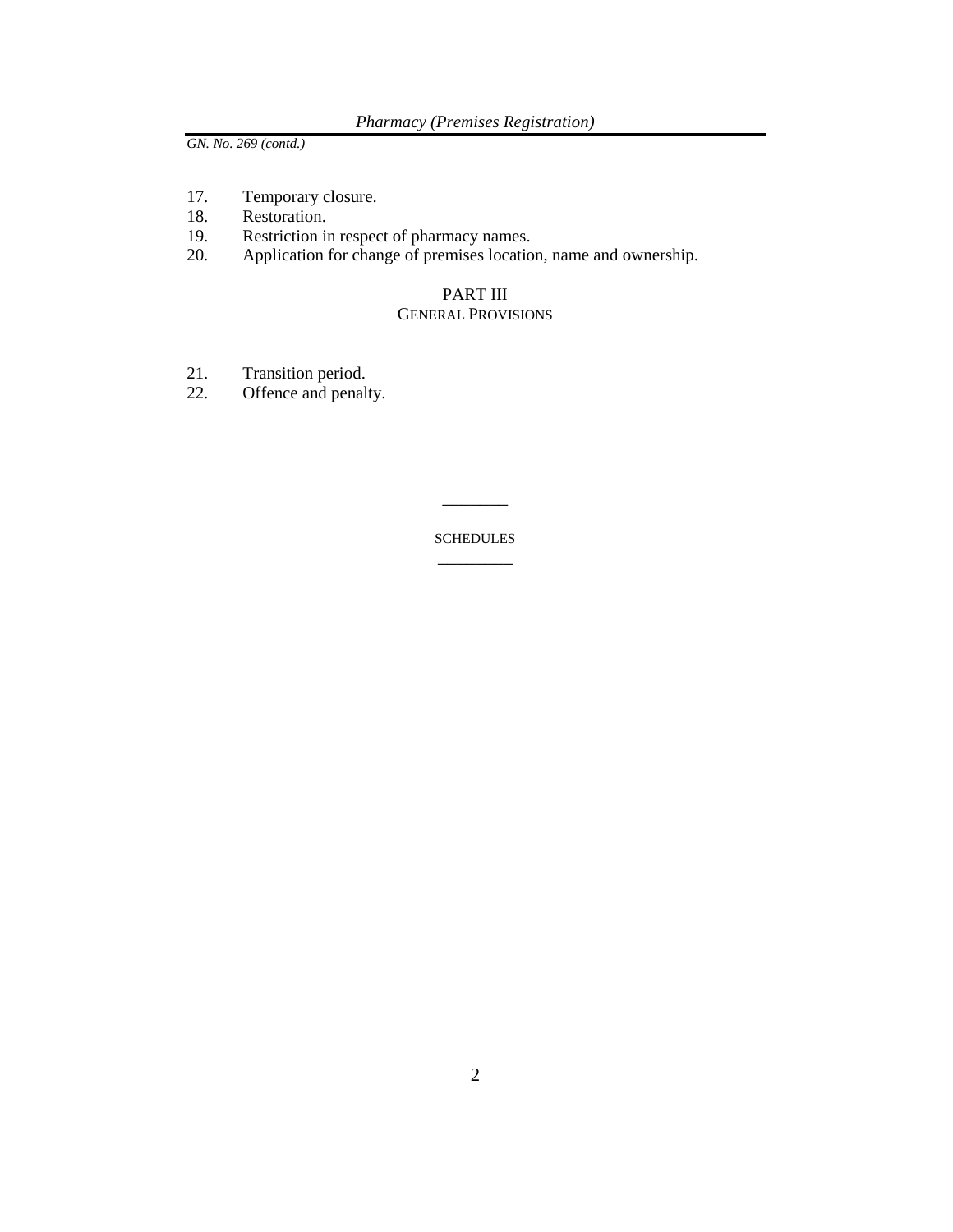17. Temporary closure.
18. Restoration.
19. Restriction in respect of pharmacy names.
20. Application for change of premises location, name and ownership.

## PART III
### GENERAL PROVISIONS

21. Transition period.
22. Offence and penalty.

---

SCHEDULES

---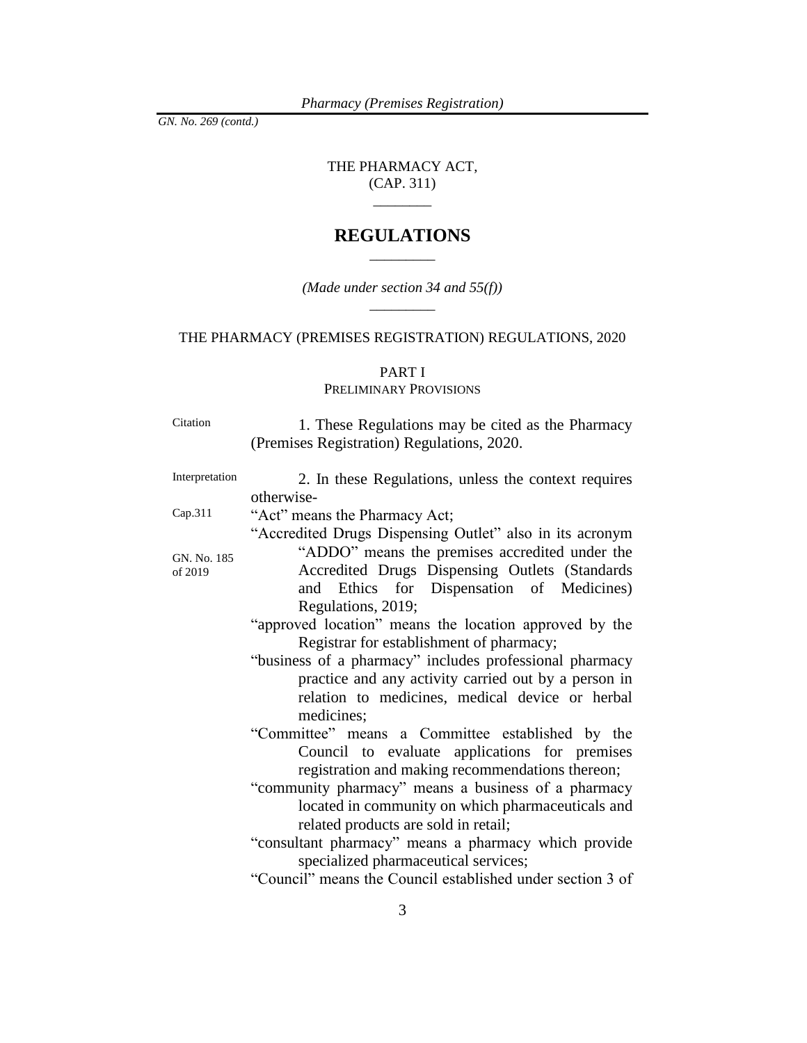THE PHARMACY ACT,
(CAP. 311)

# REGULATIONS

*(Made under section 34 and 55(f))*

THE PHARMACY (PREMISES REGISTRATION) REGULATIONS, 2020

## PART I
PRELIMINARY PROVISIONS

Citation

1. These Regulations may be cited as the Pharmacy (Premises Registration) Regulations, 2020.

Interpretation

2. In these Regulations, unless the context requires otherwise-

Cap.311

"Act" means the Pharmacy Act;

GN. No. 185 of 2019

"Accredited Drugs Dispensing Outlet" also in its acronym "ADDO" means the premises accredited under the Accredited Drugs Dispensing Outlets (Standards and Ethics for Dispensation of Medicines) Regulations, 2019;

"approved location" means the location approved by the Registrar for establishment of pharmacy;

"business of a pharmacy" includes professional pharmacy practice and any activity carried out by a person in relation to medicines, medical device or herbal medicines;

"Committee" means a Committee established by the Council to evaluate applications for premises registration and making recommendations thereon;

"community pharmacy" means a business of a pharmacy located in community on which pharmaceuticals and related products are sold in retail;

"consultant pharmacy" means a pharmacy which provide specialized pharmaceutical services;

"Council" means the Council established under section 3 of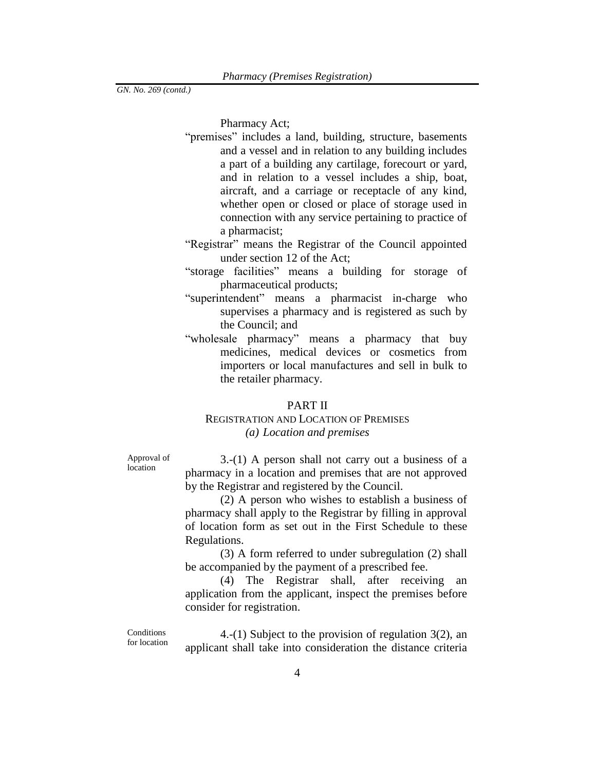Pharmacy Act;

"premises" includes a land, building, structure, basements and a vessel and in relation to any building includes a part of a building any cartilage, forecourt or yard, and in relation to a vessel includes a ship, boat, aircraft, and a carriage or receptacle of any kind, whether open or closed or place of storage used in connection with any service pertaining to practice of a pharmacist;

"Registrar" means the Registrar of the Council appointed under section 12 of the Act;

"storage facilities" means a building for storage of pharmaceutical products;

"superintendent" means a pharmacist in-charge who supervises a pharmacy and is registered as such by the Council; and

"wholesale pharmacy" means a pharmacy that buy medicines, medical devices or cosmetics from importers or local manufactures and sell in bulk to the retailer pharmacy.

## PART II

## REGISTRATION AND LOCATION OF PREMISES

### *(a) Location and premises*

Approval of location

3.-(1) A person shall not carry out a business of a pharmacy in a location and premises that are not approved by the Registrar and registered by the Council.

(2) A person who wishes to establish a business of pharmacy shall apply to the Registrar by filling in approval of location form as set out in the First Schedule to these Regulations.

(3) A form referred to under subregulation (2) shall be accompanied by the payment of a prescribed fee.

(4) The Registrar shall, after receiving an application from the applicant, inspect the premises before consider for registration.

Conditions for location

4.-(1) Subject to the provision of regulation 3(2), an applicant shall take into consideration the distance criteria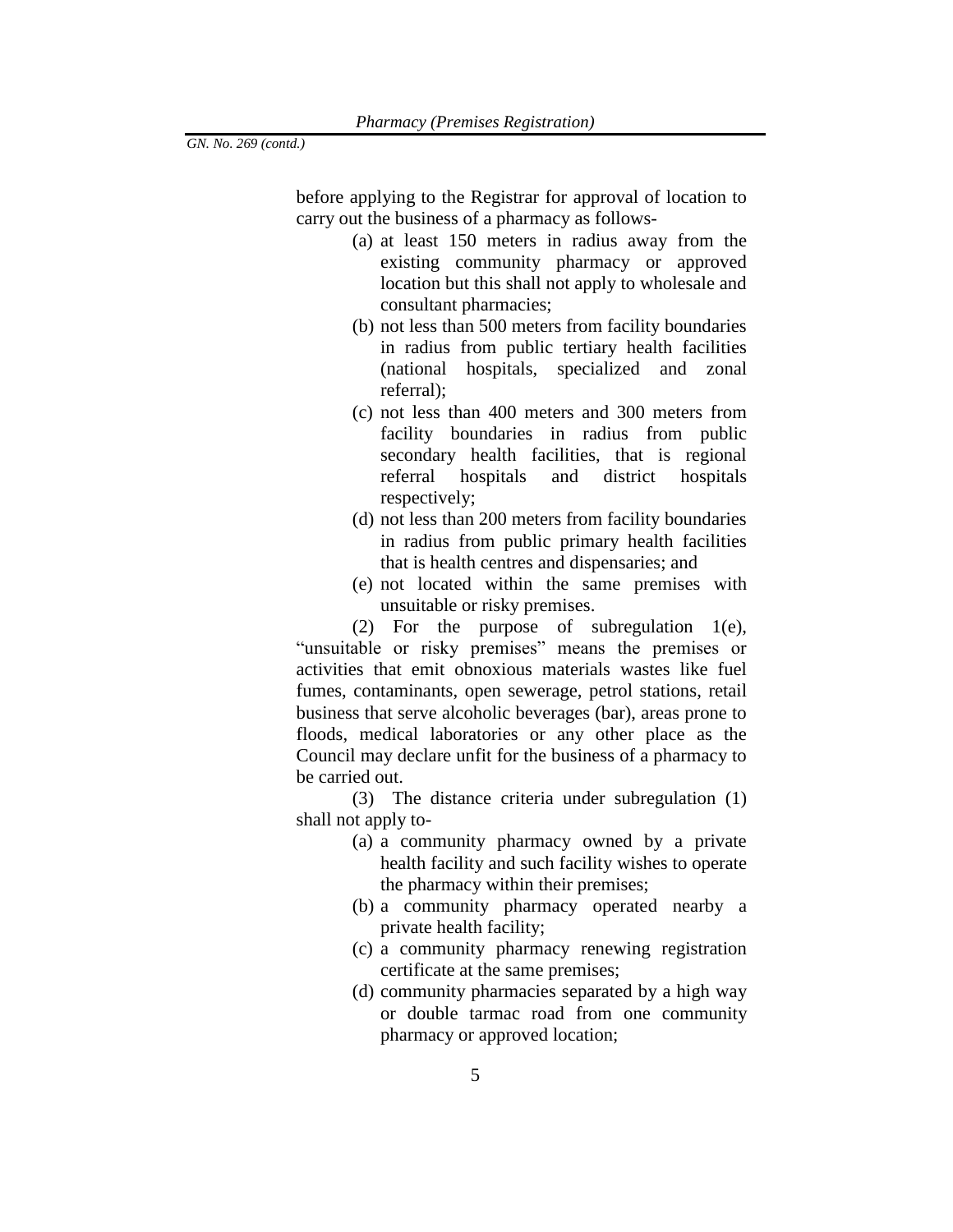before applying to the Registrar for approval of location to carry out the business of a pharmacy as follows-

(a) at least 150 meters in radius away from the existing community pharmacy or approved location but this shall not apply to wholesale and consultant pharmacies;

(b) not less than 500 meters from facility boundaries in radius from public tertiary health facilities (national hospitals, specialized and zonal referral);

(c) not less than 400 meters and 300 meters from facility boundaries in radius from public secondary health facilities, that is regional referral hospitals and district hospitals respectively;

(d) not less than 200 meters from facility boundaries in radius from public primary health facilities that is health centres and dispensaries; and

(e) not located within the same premises with unsuitable or risky premises.

(2) For the purpose of subregulation 1(e), "unsuitable or risky premises" means the premises or activities that emit obnoxious materials wastes like fuel fumes, contaminants, open sewerage, petrol stations, retail business that serve alcoholic beverages (bar), areas prone to floods, medical laboratories or any other place as the Council may declare unfit for the business of a pharmacy to be carried out.

(3) The distance criteria under subregulation (1) shall not apply to-

(a) a community pharmacy owned by a private health facility and such facility wishes to operate the pharmacy within their premises;

(b) a community pharmacy operated nearby a private health facility;

(c) a community pharmacy renewing registration certificate at the same premises;

(d) community pharmacies separated by a high way or double tarmac road from one community pharmacy or approved location;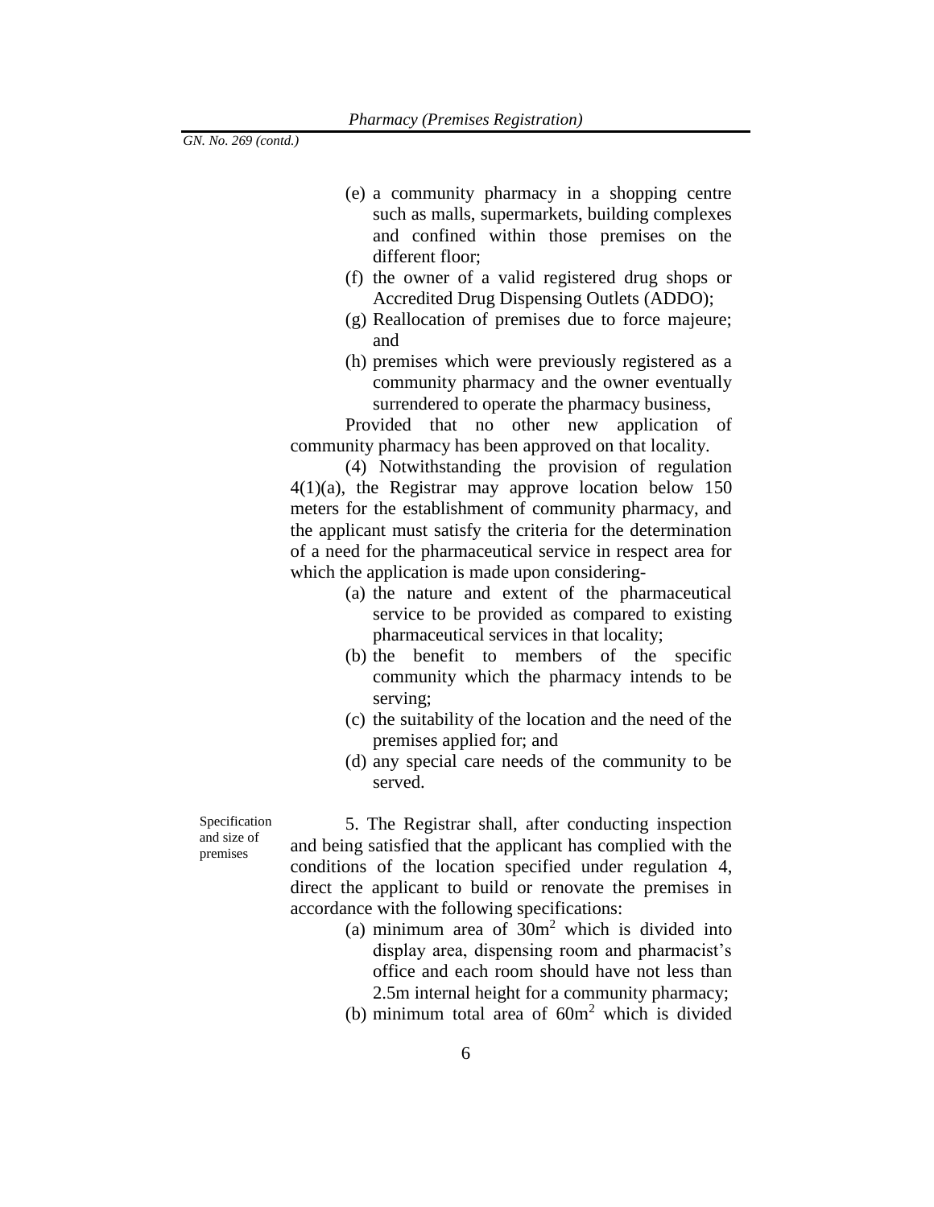(e) a community pharmacy in a shopping centre such as malls, supermarkets, building complexes and confined within those premises on the different floor;

(f) the owner of a valid registered drug shops or Accredited Drug Dispensing Outlets (ADDO);

(g) Reallocation of premises due to force majeure; and

(h) premises which were previously registered as a community pharmacy and the owner eventually surrendered to operate the pharmacy business,

Provided that no other new application of community pharmacy has been approved on that locality.

(4) Notwithstanding the provision of regulation 4(1)(a), the Registrar may approve location below 150 meters for the establishment of community pharmacy, and the applicant must satisfy the criteria for the determination of a need for the pharmaceutical service in respect area for which the application is made upon considering-

(a) the nature and extent of the pharmaceutical service to be provided as compared to existing pharmaceutical services in that locality;

(b) the benefit to members of the specific community which the pharmacy intends to be serving;

(c) the suitability of the location and the need of the premises applied for; and

(d) any special care needs of the community to be served.

Specification and size of premises

5. The Registrar shall, after conducting inspection and being satisfied that the applicant has complied with the conditions of the location specified under regulation 4, direct the applicant to build or renovate the premises in accordance with the following specifications:

(a) minimum area of $30m^2$ which is divided into display area, dispensing room and pharmacist's office and each room should have not less than 2.5m internal height for a community pharmacy;

(b) minimum total area of $60m^2$ which is divided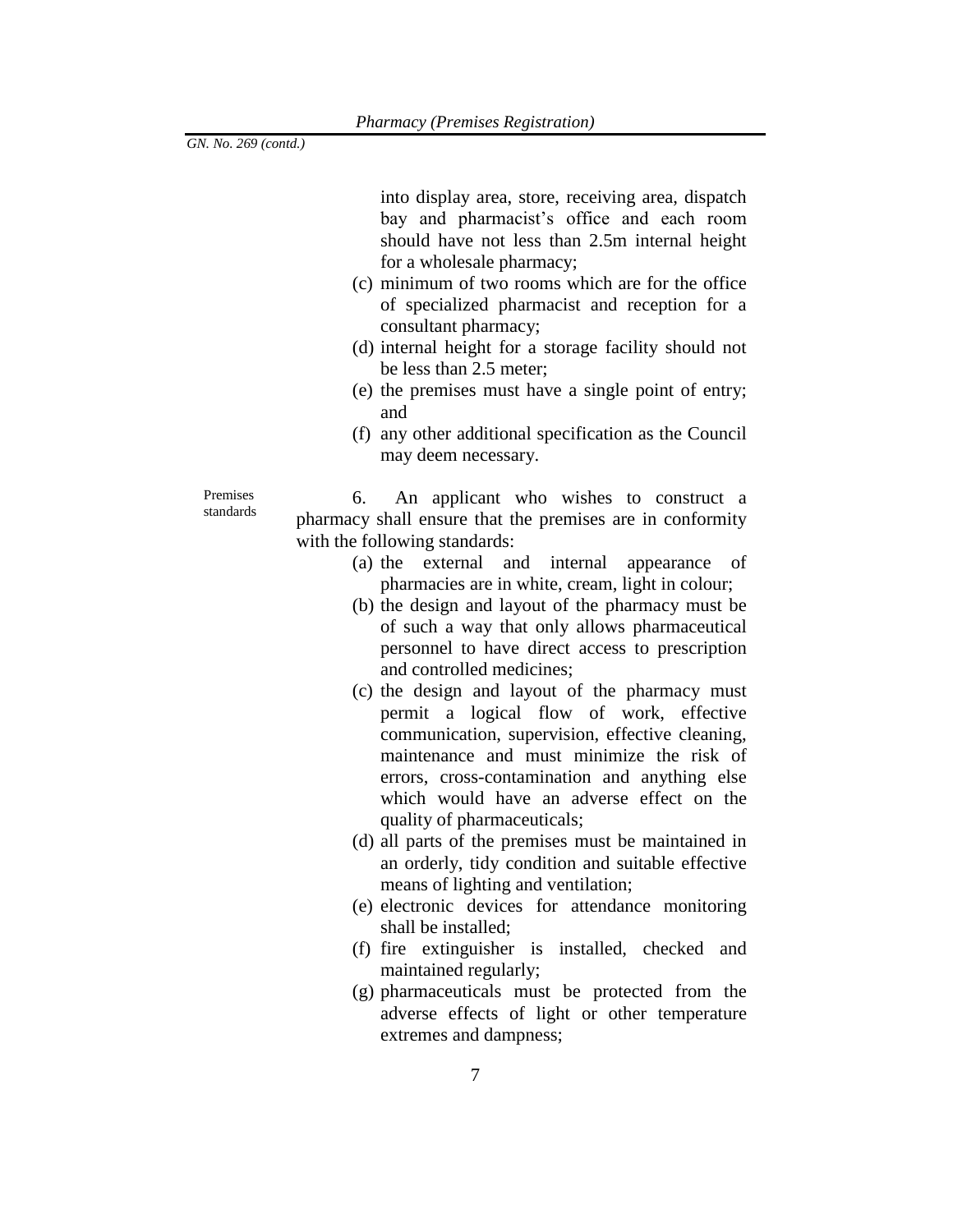into display area, store, receiving area, dispatch bay and pharmacist's office and each room should have not less than 2.5m internal height for a wholesale pharmacy;

(c) minimum of two rooms which are for the office of specialized pharmacist and reception for a consultant pharmacy;

(d) internal height for a storage facility should not be less than 2.5 meter;

(e) the premises must have a single point of entry; and

(f) any other additional specification as the Council may deem necessary.

Premises standards

6. An applicant who wishes to construct a pharmacy shall ensure that the premises are in conformity with the following standards:

(a) the external and internal appearance of pharmacies are in white, cream, light in colour;

(b) the design and layout of the pharmacy must be of such a way that only allows pharmaceutical personnel to have direct access to prescription and controlled medicines;

(c) the design and layout of the pharmacy must permit a logical flow of work, effective communication, supervision, effective cleaning, maintenance and must minimize the risk of errors, cross-contamination and anything else which would have an adverse effect on the quality of pharmaceuticals;

(d) all parts of the premises must be maintained in an orderly, tidy condition and suitable effective means of lighting and ventilation;

(e) electronic devices for attendance monitoring shall be installed;

(f) fire extinguisher is installed, checked and maintained regularly;

(g) pharmaceuticals must be protected from the adverse effects of light or other temperature extremes and dampness;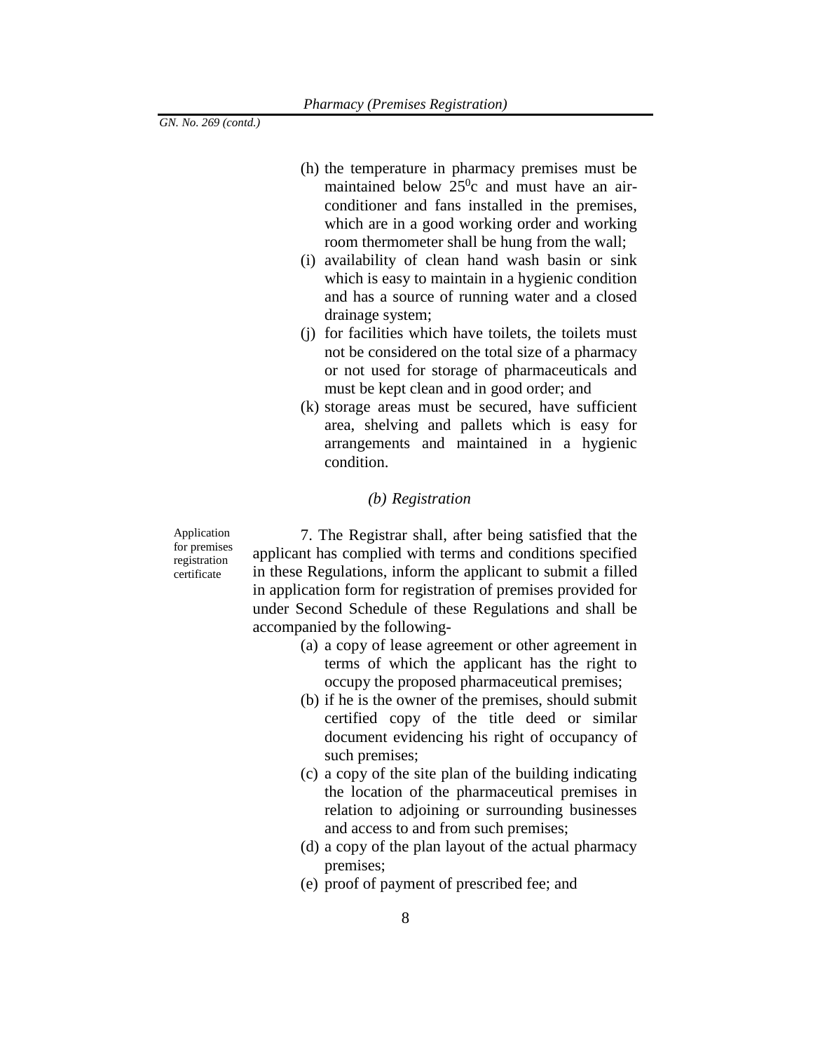(h) the temperature in pharmacy premises must be maintained below $25^0$c and must have an air-conditioner and fans installed in the premises, which are in a good working order and working room thermometer shall be hung from the wall;

(i) availability of clean hand wash basin or sink which is easy to maintain in a hygienic condition and has a source of running water and a closed drainage system;

(j) for facilities which have toilets, the toilets must not be considered on the total size of a pharmacy or not used for storage of pharmaceuticals and must be kept clean and in good order; and

(k) storage areas must be secured, have sufficient area, shelving and pallets which is easy for arrangements and maintained in a hygienic condition.

*(b) Registration*

Application for premises registration certificate

7. The Registrar shall, after being satisfied that the applicant has complied with terms and conditions specified in these Regulations, inform the applicant to submit a filled in application form for registration of premises provided for under Second Schedule of these Regulations and shall be accompanied by the following-

(a) a copy of lease agreement or other agreement in terms of which the applicant has the right to occupy the proposed pharmaceutical premises;

(b) if he is the owner of the premises, should submit certified copy of the title deed or similar document evidencing his right of occupancy of such premises;

(c) a copy of the site plan of the building indicating the location of the pharmaceutical premises in relation to adjoining or surrounding businesses and access to and from such premises;

(d) a copy of the plan layout of the actual pharmacy premises;

(e) proof of payment of prescribed fee; and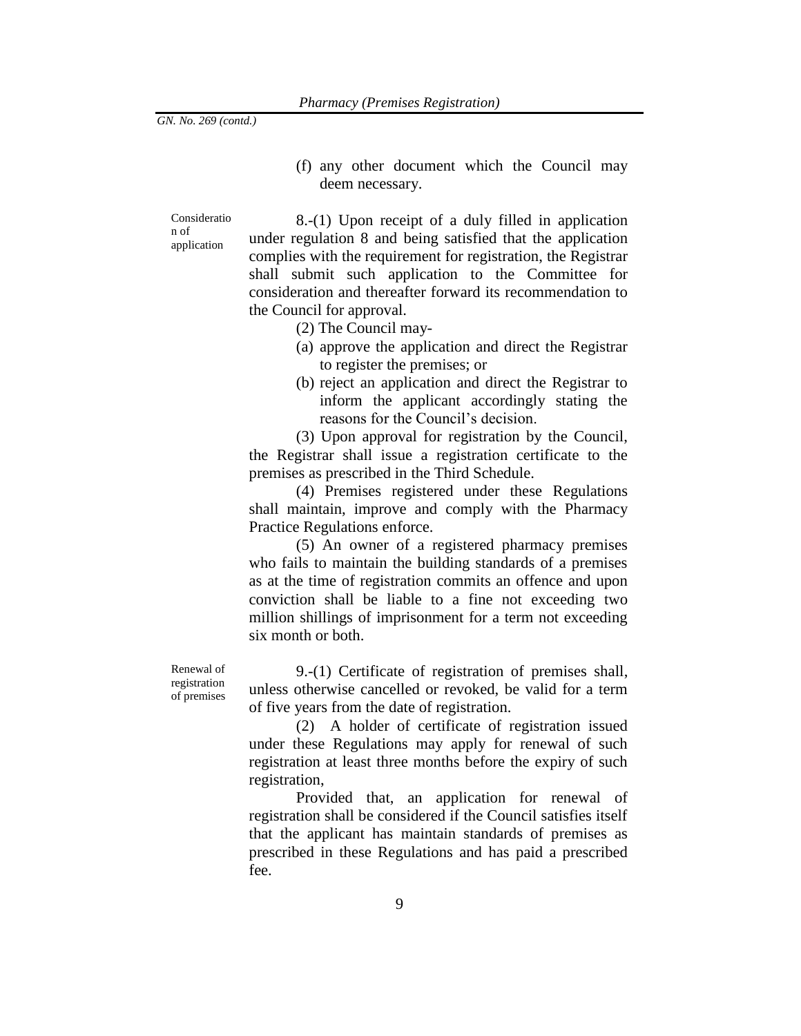(f) any other document which the Council may deem necessary.

Consideration of application

8.-(1) Upon receipt of a duly filled in application under regulation 8 and being satisfied that the application complies with the requirement for registration, the Registrar shall submit such application to the Committee for consideration and thereafter forward its recommendation to the Council for approval.

(2) The Council may-

(a) approve the application and direct the Registrar to register the premises; or

(b) reject an application and direct the Registrar to inform the applicant accordingly stating the reasons for the Council's decision.

(3) Upon approval for registration by the Council, the Registrar shall issue a registration certificate to the premises as prescribed in the Third Schedule.

(4) Premises registered under these Regulations shall maintain, improve and comply with the Pharmacy Practice Regulations enforce.

(5) An owner of a registered pharmacy premises who fails to maintain the building standards of a premises as at the time of registration commits an offence and upon conviction shall be liable to a fine not exceeding two million shillings of imprisonment for a term not exceeding six month or both.

Renewal of registration of premises

9.-(1) Certificate of registration of premises shall, unless otherwise cancelled or revoked, be valid for a term of five years from the date of registration.

(2) A holder of certificate of registration issued under these Regulations may apply for renewal of such registration at least three months before the expiry of such registration,

Provided that, an application for renewal of registration shall be considered if the Council satisfies itself that the applicant has maintain standards of premises as prescribed in these Regulations and has paid a prescribed fee.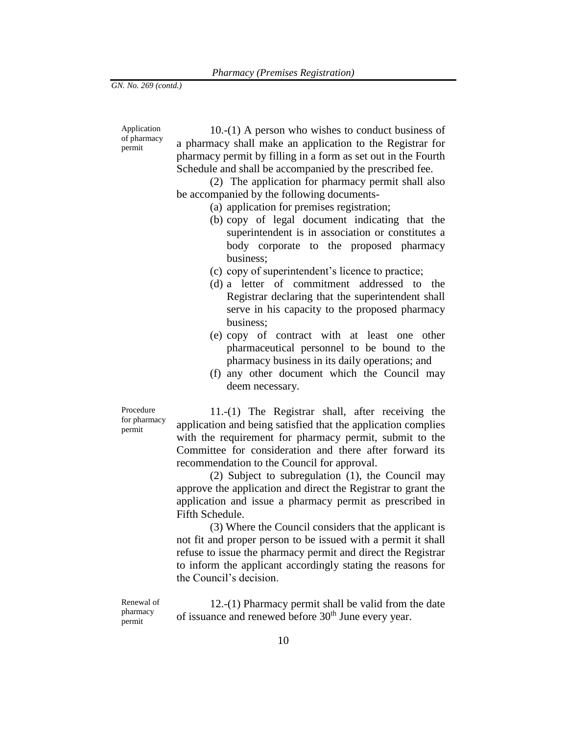Application of pharmacy permit

10.-(1) A person who wishes to conduct business of a pharmacy shall make an application to the Registrar for pharmacy permit by filling in a form as set out in the Fourth Schedule and shall be accompanied by the prescribed fee.

(2) The application for pharmacy permit shall also be accompanied by the following documents-

(a) application for premises registration;
(b) copy of legal document indicating that the superintendent is in association or constitutes a body corporate to the proposed pharmacy business;
(c) copy of superintendent's licence to practice;
(d) a letter of commitment addressed to the Registrar declaring that the superintendent shall serve in his capacity to the proposed pharmacy business;
(e) copy of contract with at least one other pharmaceutical personnel to be bound to the pharmacy business in its daily operations; and
(f) any other document which the Council may deem necessary.

Procedure for pharmacy permit

11.-(1) The Registrar shall, after receiving the application and being satisfied that the application complies with the requirement for pharmacy permit, submit to the Committee for consideration and there after forward its recommendation to the Council for approval.

(2) Subject to subregulation (1), the Council may approve the application and direct the Registrar to grant the application and issue a pharmacy permit as prescribed in Fifth Schedule.

(3) Where the Council considers that the applicant is not fit and proper person to be issued with a permit it shall refuse to issue the pharmacy permit and direct the Registrar to inform the applicant accordingly stating the reasons for the Council's decision.

Renewal of pharmacy permit

12.-(1) Pharmacy permit shall be valid from the date of issuance and renewed before 30th June every year.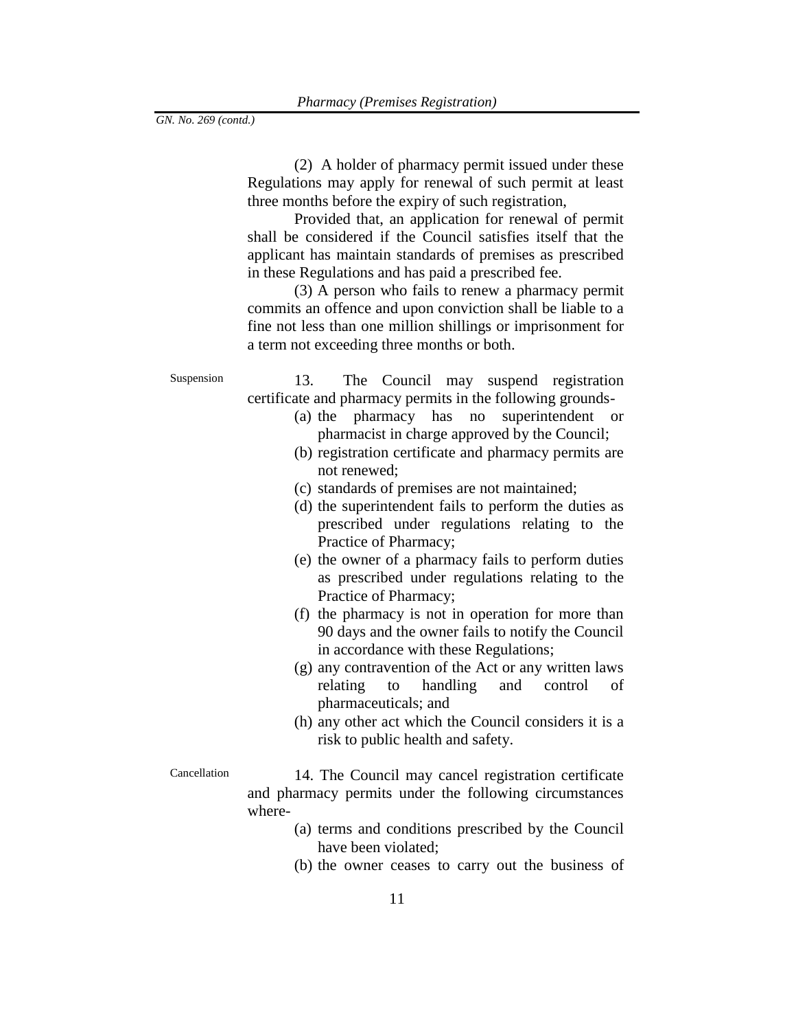(2) A holder of pharmacy permit issued under these Regulations may apply for renewal of such permit at least three months before the expiry of such registration,

Provided that, an application for renewal of permit shall be considered if the Council satisfies itself that the applicant has maintain standards of premises as prescribed in these Regulations and has paid a prescribed fee.

(3) A person who fails to renew a pharmacy permit commits an offence and upon conviction shall be liable to a fine not less than one million shillings or imprisonment for a term not exceeding three months or both.

Suspension

13. The Council may suspend registration certificate and pharmacy permits in the following grounds-

(a) the pharmacy has no superintendent or pharmacist in charge approved by the Council;
(b) registration certificate and pharmacy permits are not renewed;
(c) standards of premises are not maintained;
(d) the superintendent fails to perform the duties as prescribed under regulations relating to the Practice of Pharmacy;
(e) the owner of a pharmacy fails to perform duties as prescribed under regulations relating to the Practice of Pharmacy;
(f) the pharmacy is not in operation for more than 90 days and the owner fails to notify the Council in accordance with these Regulations;
(g) any contravention of the Act or any written laws relating to handling and control of pharmaceuticals; and
(h) any other act which the Council considers it is a risk to public health and safety.

Cancellation

14. The Council may cancel registration certificate and pharmacy permits under the following circumstances where-

(a) terms and conditions prescribed by the Council have been violated;
(b) the owner ceases to carry out the business of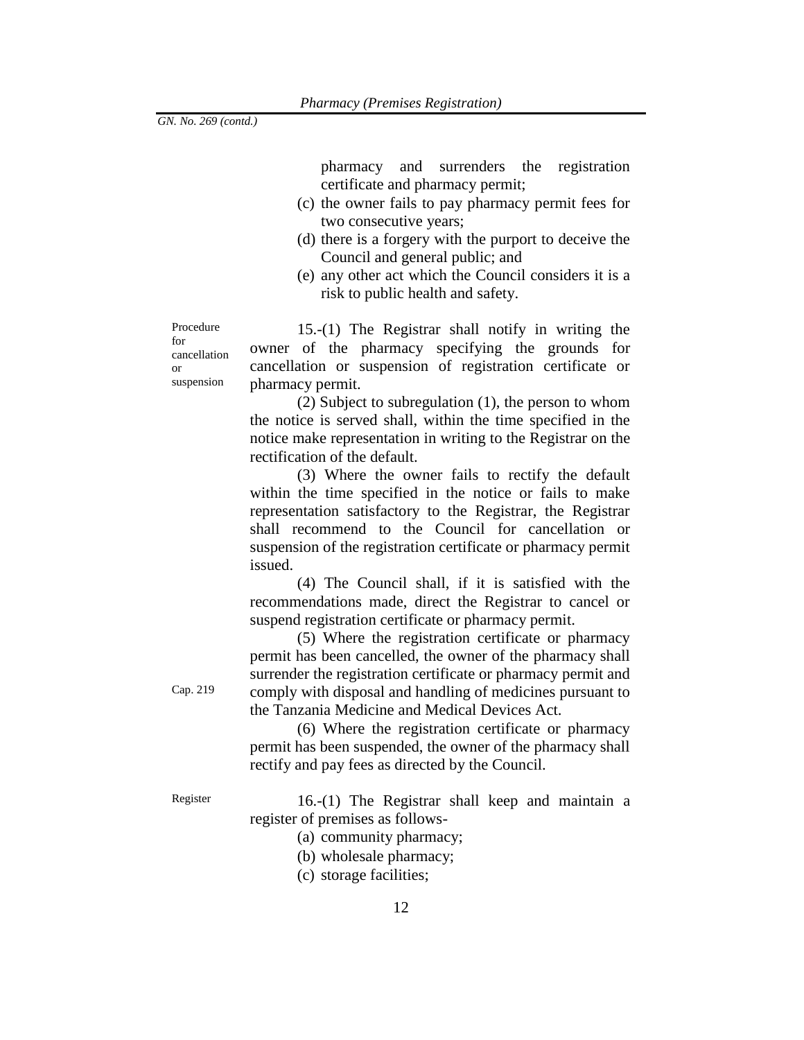pharmacy and surrenders the registration certificate and pharmacy permit;

(c) the owner fails to pay pharmacy permit fees for two consecutive years;

(d) there is a forgery with the purport to deceive the Council and general public; and

(e) any other act which the Council considers it is a risk to public health and safety.

Procedure for cancellation or suspension

15.-(1) The Registrar shall notify in writing the owner of the pharmacy specifying the grounds for cancellation or suspension of registration certificate or pharmacy permit.

(2) Subject to subregulation (1), the person to whom the notice is served shall, within the time specified in the notice make representation in writing to the Registrar on the rectification of the default.

(3) Where the owner fails to rectify the default within the time specified in the notice or fails to make representation satisfactory to the Registrar, the Registrar shall recommend to the Council for cancellation or suspension of the registration certificate or pharmacy permit issued.

(4) The Council shall, if it is satisfied with the recommendations made, direct the Registrar to cancel or suspend registration certificate or pharmacy permit.

(5) Where the registration certificate or pharmacy permit has been cancelled, the owner of the pharmacy shall surrender the registration certificate or pharmacy permit and comply with disposal and handling of medicines pursuant to the Tanzania Medicine and Medical Devices Act.

Cap. 219

(6) Where the registration certificate or pharmacy permit has been suspended, the owner of the pharmacy shall rectify and pay fees as directed by the Council.

Register

16.-(1) The Registrar shall keep and maintain a register of premises as follows-

(a) community pharmacy;

(b) wholesale pharmacy;

(c) storage facilities;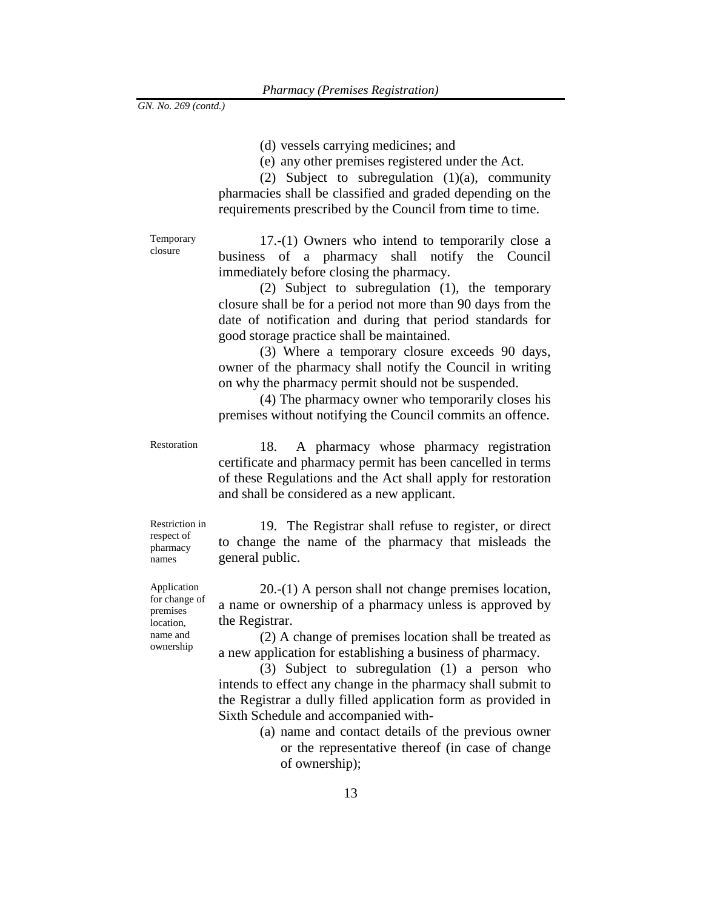(d) vessels carrying medicines; and

(e) any other premises registered under the Act.

(2) Subject to subregulation (1)(a), community pharmacies shall be classified and graded depending on the requirements prescribed by the Council from time to time.

**Temporary closure**

17.-(1) Owners who intend to temporarily close a business of a pharmacy shall notify the Council immediately before closing the pharmacy.

(2) Subject to subregulation (1), the temporary closure shall be for a period not more than 90 days from the date of notification and during that period standards for good storage practice shall be maintained.

(3) Where a temporary closure exceeds 90 days, owner of the pharmacy shall notify the Council in writing on why the pharmacy permit should not be suspended.

(4) The pharmacy owner who temporarily closes his premises without notifying the Council commits an offence.

**Restoration**

18. A pharmacy whose pharmacy registration certificate and pharmacy permit has been cancelled in terms of these Regulations and the Act shall apply for restoration and shall be considered as a new applicant.

**Restriction in respect of pharmacy names**

19. The Registrar shall refuse to register, or direct to change the name of the pharmacy that misleads the general public.

**Application for change of premises location, name and ownership**

20.-(1) A person shall not change premises location, a name or ownership of a pharmacy unless is approved by the Registrar.

(2) A change of premises location shall be treated as a new application for establishing a business of pharmacy.

(3) Subject to subregulation (1) a person who intends to effect any change in the pharmacy shall submit to the Registrar a dully filled application form as provided in Sixth Schedule and accompanied with-

(a) name and contact details of the previous owner or the representative thereof (in case of change of ownership);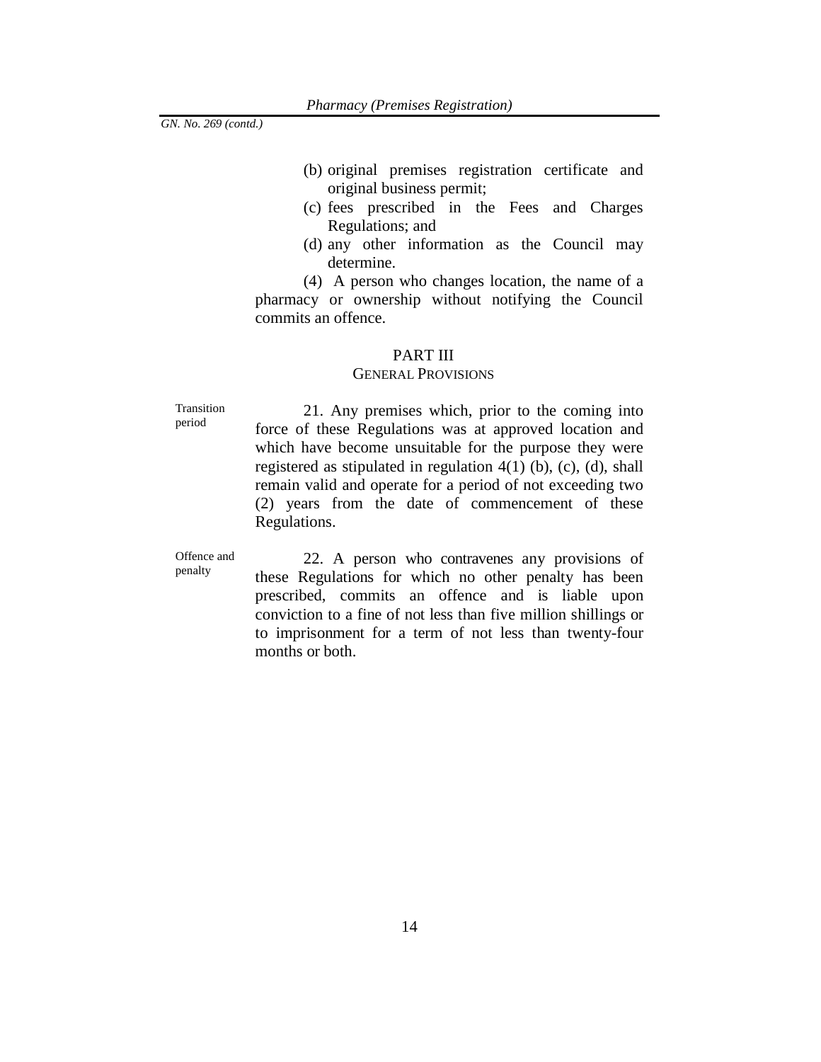GN. No. 269 (contd.)

(b) original premises registration certificate and original business permit;
(c) fees prescribed in the Fees and Charges Regulations; and
(d) any other information as the Council may determine.

(4) A person who changes location, the name of a pharmacy or ownership without notifying the Council commits an offence.

## PART III
### GENERAL PROVISIONS

Transition period

21. Any premises which, prior to the coming into force of these Regulations was at approved location and which have become unsuitable for the purpose they were registered as stipulated in regulation 4(1) (b), (c), (d), shall remain valid and operate for a period of not exceeding two (2) years from the date of commencement of these Regulations.

Offence and penalty

22. A person who contravenes any provisions of these Regulations for which no other penalty has been prescribed, commits an offence and is liable upon conviction to a fine of not less than five million shillings or to imprisonment for a term of not less than twenty-four months or both.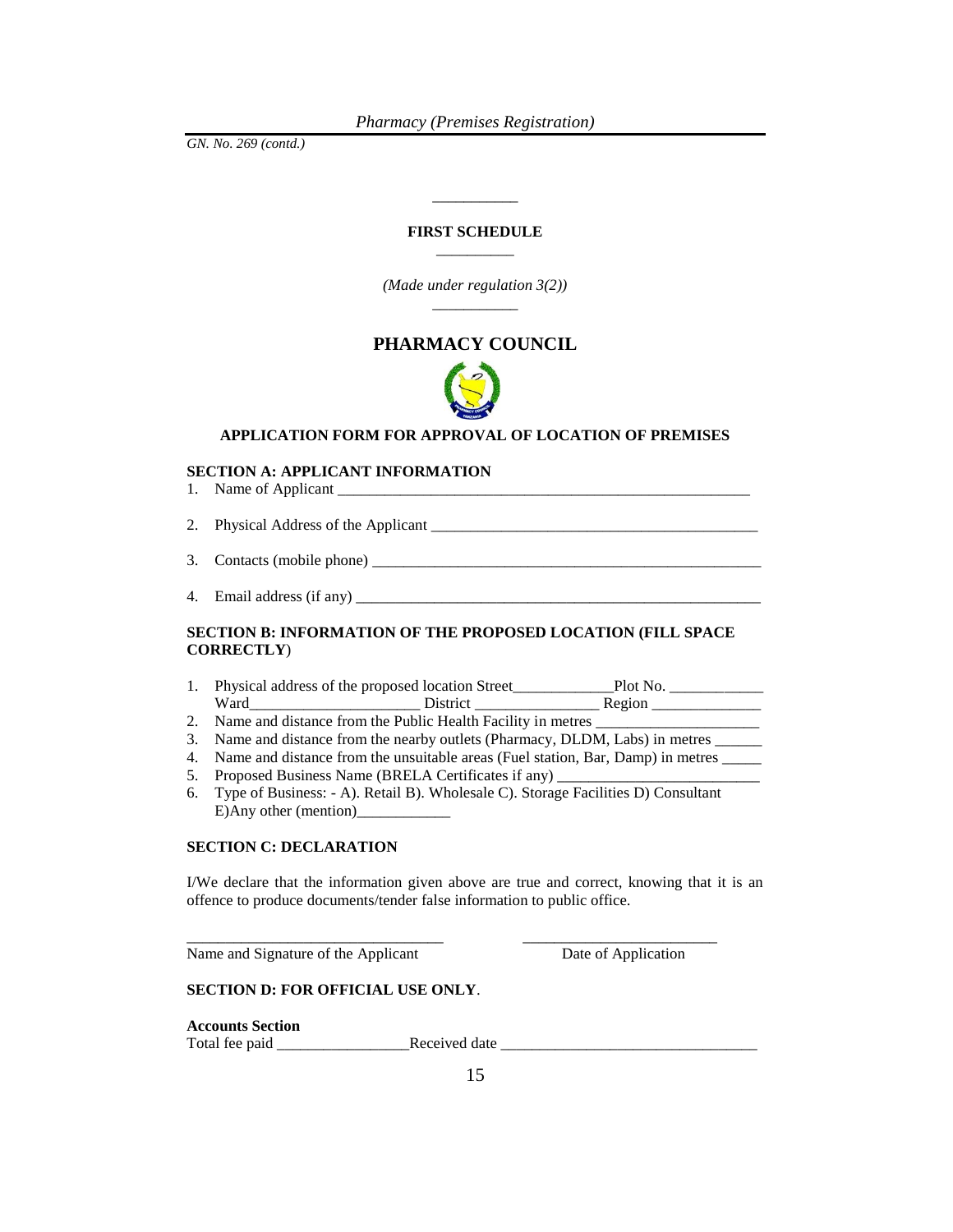*GN. No. 269 (contd.)*

---

**FIRST SCHEDULE**

---

*(Made under regulation 3(2))*

---

## PHARMACY COUNCIL

**APPLICATION FORM FOR APPROVAL OF LOCATION OF PREMISES**

**SECTION A: APPLICANT INFORMATION**

1. Name of Applicant ________________________________________________________
2. Physical Address of the Applicant _____________________________________________
3. Contacts (mobile phone) ____________________________________________________
4. Email address (if any) ______________________________________________________

**SECTION B: INFORMATION OF THE PROPOSED LOCATION (FILL SPACE CORRECTLY**)

1. Physical address of the proposed location Street_____________Plot No. ____________ Ward______________________ District ________________ Region ______________
2. Name and distance from the Public Health Facility in metres _____________________
3. Name and distance from the nearby outlets (Pharmacy, DLDM, Labs) in metres ______
4. Name and distance from the unsuitable areas (Fuel station, Bar, Damp) in metres _____
5. Proposed Business Name (BRELA Certificates if any) __________________________
6. Type of Business: - A). Retail B). Wholesale C). Storage Facilities D) Consultant E)Any other (mention)____________

**SECTION C: DECLARATION**

I/We declare that the information given above are true and correct, knowing that it is an offence to produce documents/tender false information to public office.

_________________________________ ________________________

Name and Signature of the Applicant Date of Application

**SECTION D: FOR OFFICIAL USE ONLY**.

**Accounts Section**

Total fee paid _________________Received date ________________________________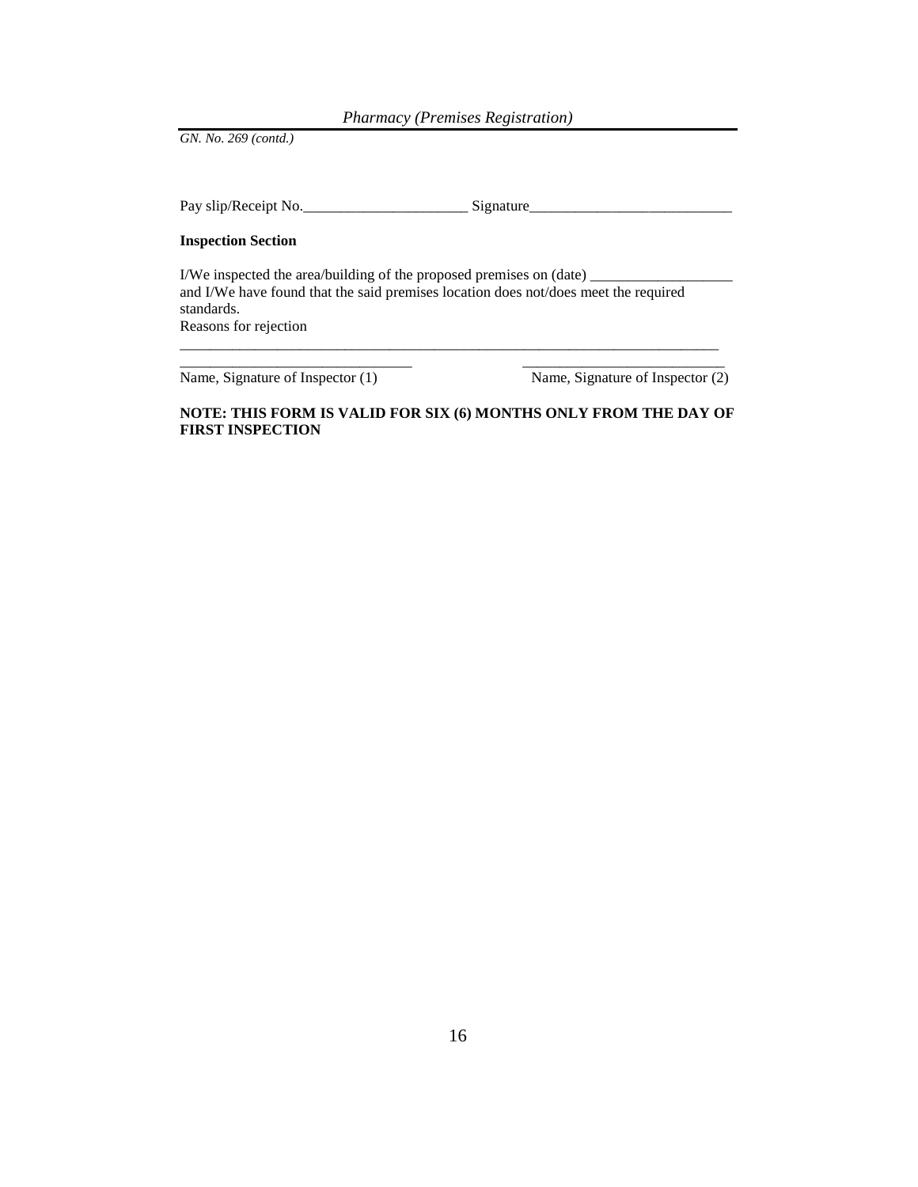*GN. No. 269 (contd.)*

Pay slip/Receipt No.______________________ Signature___________________________

**Inspection Section**

I/We inspected the area/building of the proposed premises on (date) ___________________ and I/We have found that the said premises location does not/does meet the required standards.
Reasons for rejection

___________________________________________________________________________

_______________________________ ___________________________
Name, Signature of Inspector (1) Name, Signature of Inspector (2)

**NOTE: THIS FORM IS VALID FOR SIX (6) MONTHS ONLY FROM THE DAY OF FIRST INSPECTION**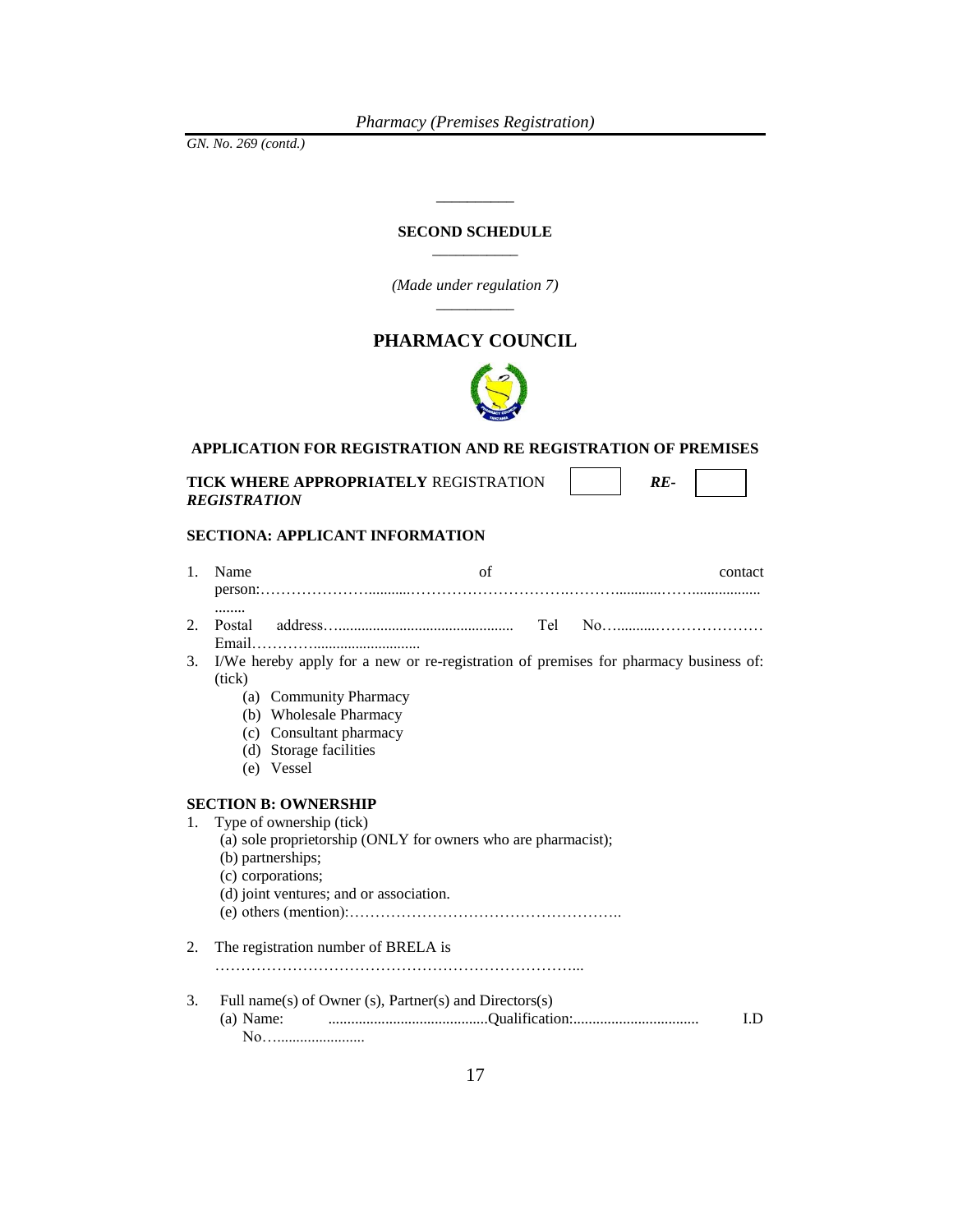GN. No. 269 (contd.)

## SECOND SCHEDULE

*(Made under regulation 7)*

# PHARMACY COUNCIL

**APPLICATION FOR REGISTRATION AND RE REGISTRATION OF PREMISES**

**TICK WHERE APPROPRIATELY** REGISTRATION ☐ ***RE-REGISTRATION*** ☐

**SECTIONA: APPLICANT INFORMATION**

1. Name of contact person:………………….........…………………………..……….........……..................……..
2. Postal address…............................................. Tel No….........………………… Email………….........................
3. I/We hereby apply for a new or re-registration of premises for pharmacy business of: (tick)
   (a) Community Pharmacy
   (b) Wholesale Pharmacy
   (c) Consultant pharmacy
   (d) Storage facilities
   (e) Vessel

**SECTION B: OWNERSHIP**

1. Type of ownership (tick)
   (a) sole proprietorship (ONLY for owners who are pharmacist);
   (b) partnerships;
   (c) corporations;
   (d) joint ventures; and or association.
   (e) others (mention):……………………………………………..

2. The registration number of BRELA is ……………………………………………………………...

3. Full name(s) of Owner (s), Partner(s) and Directors(s)
   (a) Name: ..........................................Qualification:................................. I.D No…......................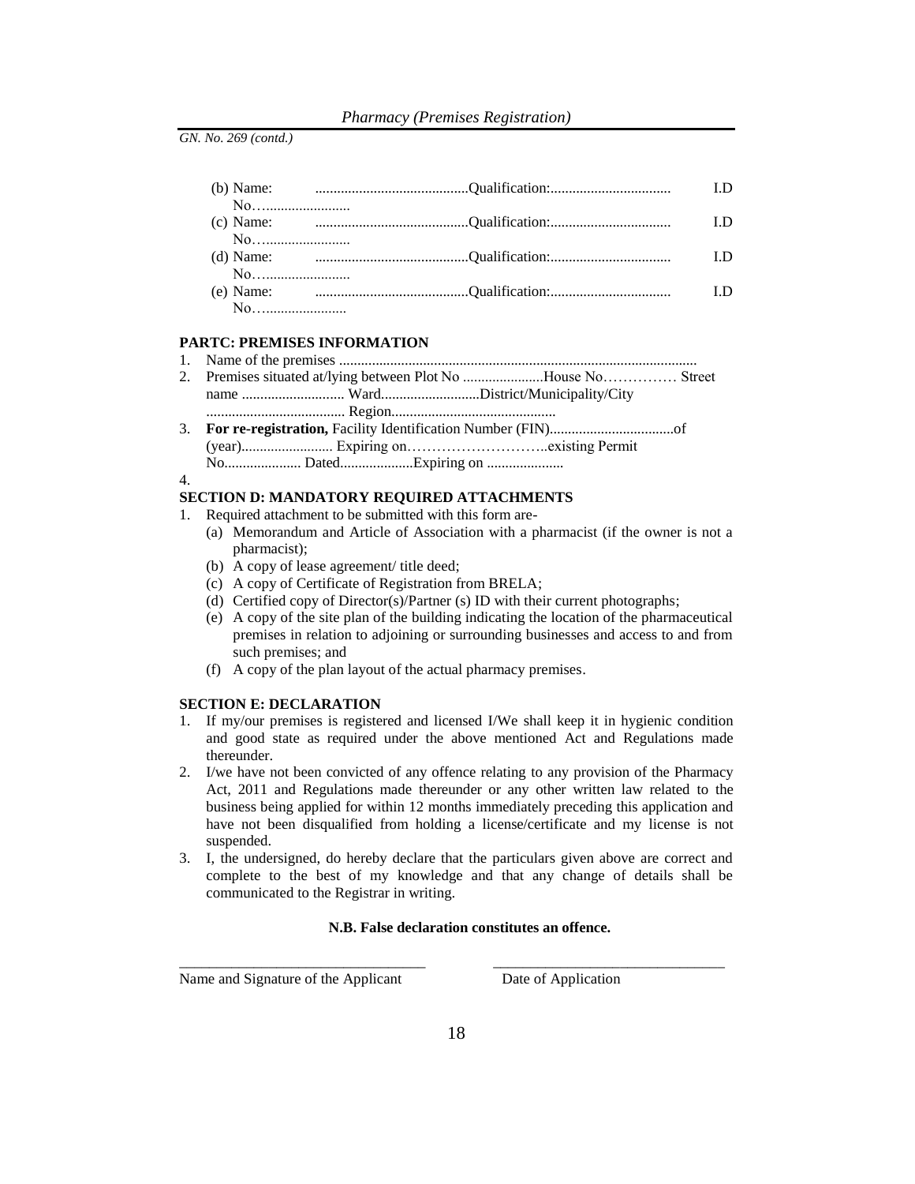*GN. No. 269 (contd.)*

(b) Name: ..........................................Qualification:................................ I.D No….......................

(c) Name: ..........................................Qualification:................................ I.D No….......................

(d) Name: ..........................................Qualification:................................ I.D No….......................

(e) Name: ..........................................Qualification:................................ I.D No…......................

**PARTC: PREMISES INFORMATION**

1. Name of the premises .................................................................................................
2. Premises situated at/lying between Plot No ......................House No…………… Street name ........................... Ward..........................District/Municipality/City ..................................... Region............................................
3. **For re-registration,** Facility Identification Number (FIN)..................................of (year)......................... Expiring on………………………..existing Permit No.................... Dated...................Expiring on .....................
4.

**SECTION D: MANDATORY REQUIRED ATTACHMENTS**

1. Required attachment to be submitted with this form are-
   - (a) Memorandum and Article of Association with a pharmacist (if the owner is not a pharmacist);
   - (b) A copy of lease agreement/ title deed;
   - (c) A copy of Certificate of Registration from BRELA;
   - (d) Certified copy of Director(s)/Partner (s) ID with their current photographs;
   - (e) A copy of the site plan of the building indicating the location of the pharmaceutical premises in relation to adjoining or surrounding businesses and access to and from such premises; and
   - (f) A copy of the plan layout of the actual pharmacy premises.

**SECTION E: DECLARATION**

1. If my/our premises is registered and licensed I/We shall keep it in hygienic condition and good state as required under the above mentioned Act and Regulations made thereunder.
2. I/we have not been convicted of any offence relating to any provision of the Pharmacy Act, 2011 and Regulations made thereunder or any other written law related to the business being applied for within 12 months immediately preceding this application and have not been disqualified from holding a license/certificate and my license is not suspended.
3. I, the undersigned, do hereby declare that the particulars given above are correct and complete to the best of my knowledge and that any change of details shall be communicated to the Registrar in writing.

**N.B. False declaration constitutes an offence.**

_________________________________ _______________________________

Name and Signature of the Applicant Date of Application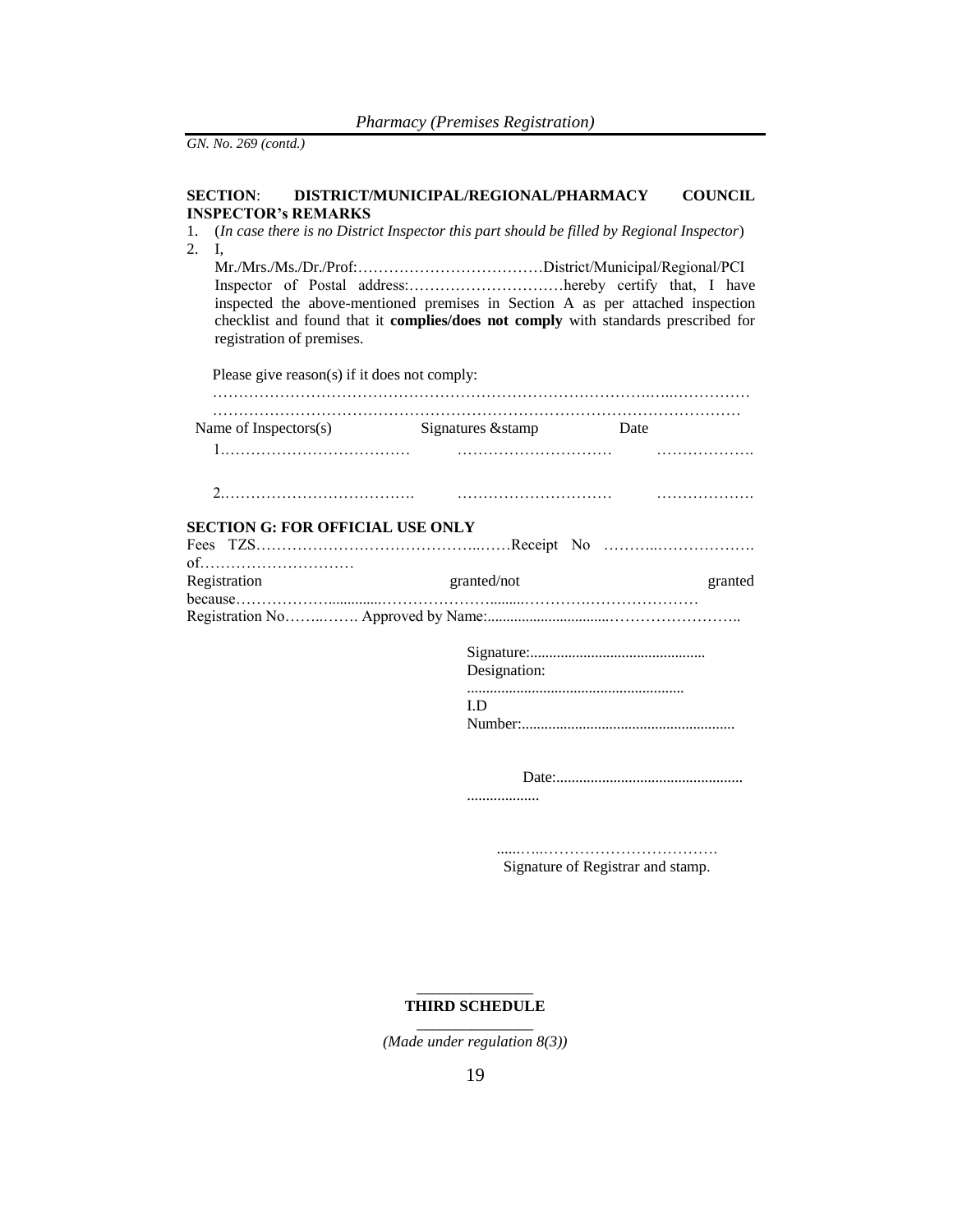GN. No. 269 (contd.)

**SECTION: DISTRICT/MUNICIPAL/REGIONAL/PHARMACY COUNCIL INSPECTOR's REMARKS**

1. (*In case there is no District Inspector this part should be filled by Regional Inspector*)
2. I, Mr./Mrs./Ms./Dr./Prof:………………………………District/Municipal/Regional/PCI Inspector of Postal address:…………………………hereby certify that, I have inspected the above-mentioned premises in Section A as per attached inspection checklist and found that it **complies/does not comply** with standards prescribed for registration of premises.

Please give reason(s) if it does not comply:
……………………………………………………………………………………………………
……………………………………………………………………………………………

| Name of Inspectors(s) | Signatures &stamp | Date |
|---|---|---|
| 1.……………………………… | ………………………… | ………………. |
| 2.………………………………. | ………………………… | ………………. |

**SECTION G: FOR OFFICIAL USE ONLY**

Fees TZS…………………………………..……Receipt No ………..………………. of…………………………

Registration granted/not granted because………………..............…………………........……………………………………

Registration No……..……. Approved by Name:...............................……………………..

Signature:..............................................
Designation: .........................................................
I.D Number:........................................................

Date:.................................................
...................

......…..……………………………
Signature of Registrar and stamp.

**THIRD SCHEDULE**

*(Made under regulation 8(3))*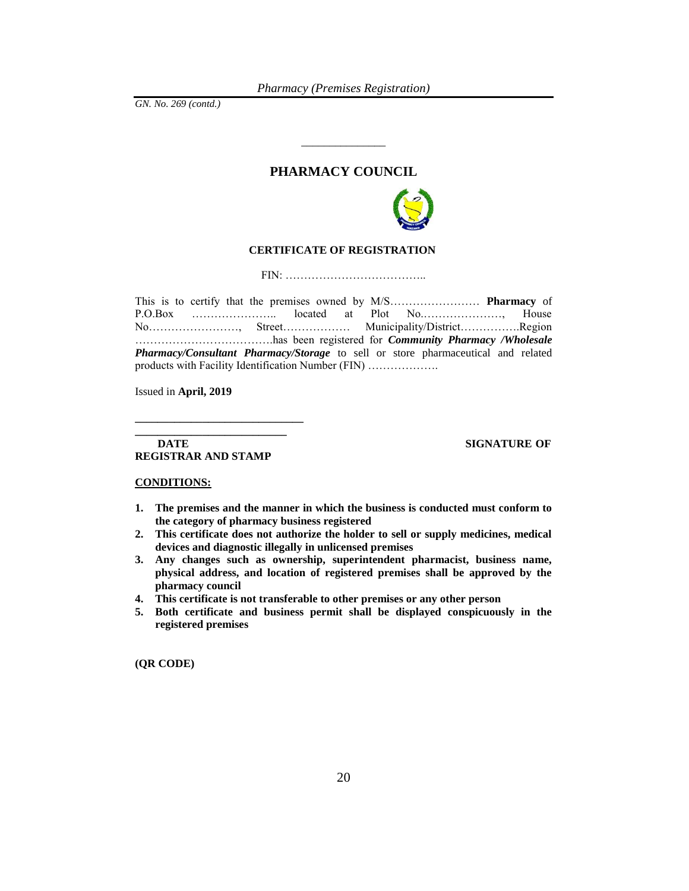GN. No. 269 (contd.)

______________

## PHARMACY COUNCIL

**CERTIFICATE OF REGISTRATION**

FIN: ………………………………..

This is to certify that the premises owned by M/S…………………… **Pharmacy** of P.O.Box ………………….. located at Plot No.…………………, House No……………………, Street……………… Municipality/District…………….Region ……………………………….has been registered for ***Community Pharmacy /Wholesale Pharmacy/Consultant Pharmacy/Storage*** to sell or store pharmaceutical and related products with Facility Identification Number (FIN) ……………….

Issued in **April, 2019**

_____________________________

__________________________

**DATE** **SIGNATURE OF REGISTRAR AND STAMP**

**CONDITIONS:**

1. **The premises and the manner in which the business is conducted must conform to the category of pharmacy business registered**
2. **This certificate does not authorize the holder to sell or supply medicines, medical devices and diagnostic illegally in unlicensed premises**
3. **Any changes such as ownership, superintendent pharmacist, business name, physical address, and location of registered premises shall be approved by the pharmacy council**
4. **This certificate is not transferable to other premises or any other person**
5. **Both certificate and business permit shall be displayed conspicuously in the registered premises**

**(QR CODE)**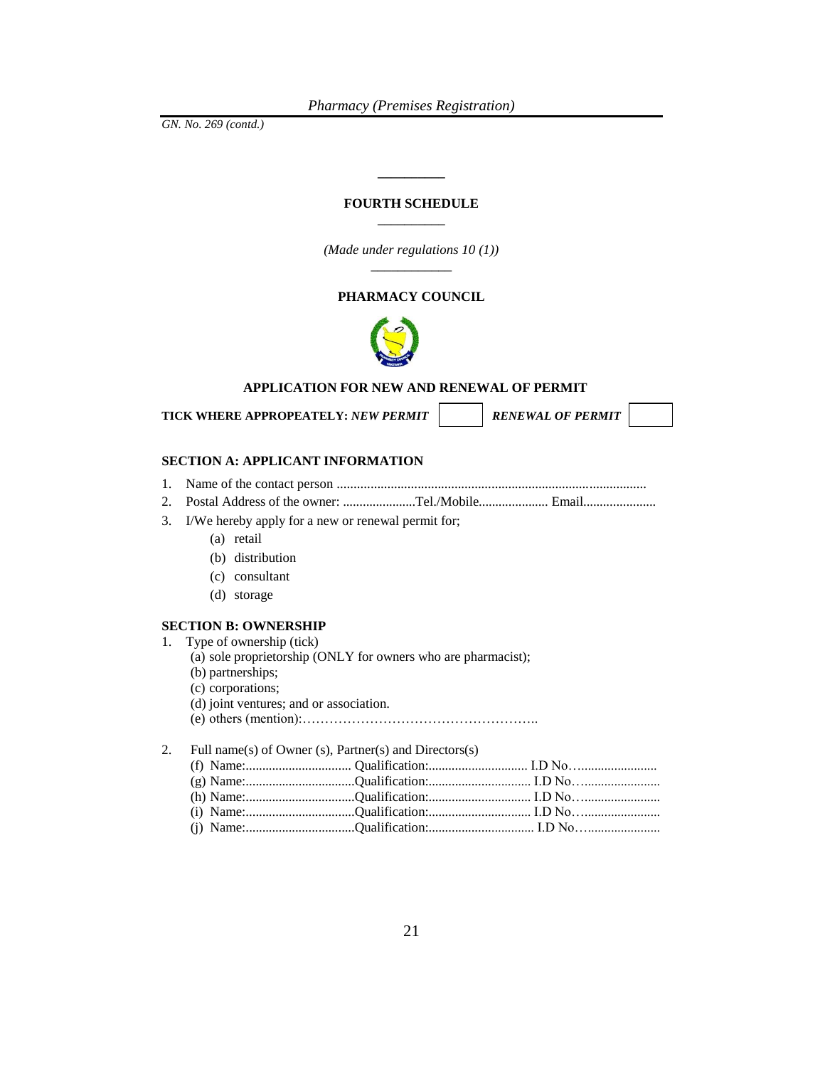GN. No. 269 (contd.)

---

## FOURTH SCHEDULE

---

*(Made under regulations 10 (1))*

---

## PHARMACY COUNCIL

### APPLICATION FOR NEW AND RENEWAL OF PERMIT

**TICK WHERE APPROPEATELY:** ***NEW PERMIT*** ☐ ***RENEWAL OF PERMIT*** ☐

### SECTION A: APPLICANT INFORMATION

1. Name of the contact person ............................................................................................
2. Postal Address of the owner: ......................Tel./Mobile..................... Email......................
3. I/We hereby apply for a new or renewal permit for;
   - (a) retail
   - (b) distribution
   - (c) consultant
   - (d) storage

### SECTION B: OWNERSHIP

1. Type of ownership (tick)
   - (a) sole proprietorship (ONLY for owners who are pharmacist);
   - (b) partnerships;
   - (c) corporations;
   - (d) joint ventures; and or association.
   - (e) others (mention):……………………………………………..

2. Full name(s) of Owner (s), Partner(s) and Directors(s)
   - (f) Name:................................ Qualification:.............................. I.D No…......................
   - (g) Name:.................................Qualification:............................... I.D No…......................
   - (h) Name:.................................Qualification:............................... I.D No…......................
   - (i) Name:.................................Qualification:............................... I.D No…......................
   - (j) Name:.................................Qualification:................................ I.D No…....................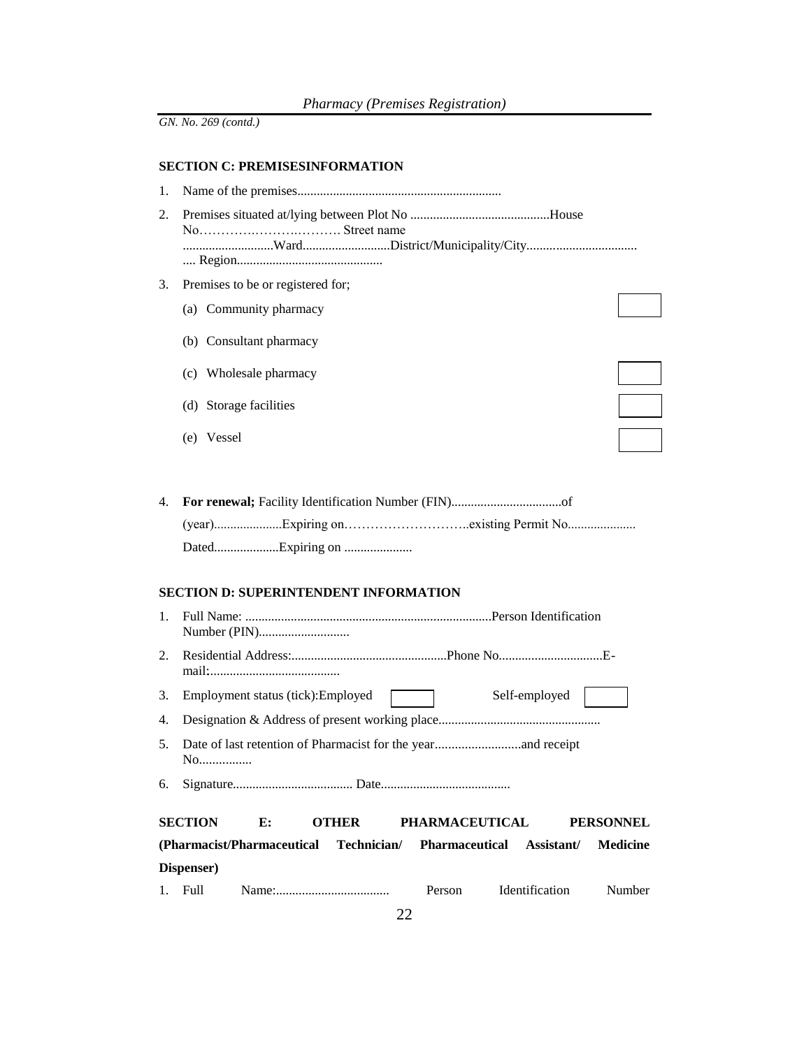*GN. No. 269 (contd.)*

**SECTION C: PREMISESINFORMATION**

1. Name of the premises...............................................................
2. Premises situated at/lying between Plot No ...........................................House No…………….……….………. Street name ............................Ward...........................District/Municipality/City.................................. .... Region.............................................
3. Premises to be or registered for;
   - (a) Community pharmacy ☐
   - (b) Consultant pharmacy
   - (c) Wholesale pharmacy ☐
   - (d) Storage facilities ☐
   - (e) Vessel ☐
4. **For renewal;** Facility Identification Number (FIN)..................................of (year).....................Expiring on………………………..existing Permit No..................... Dated....................Expiring on .....................

**SECTION D: SUPERINTENDENT INFORMATION**

1. Full Name: ............................................................................Person Identification Number (PIN)............................
2. Residential Address:................................................Phone No...............................E-mail:........................................
3. Employment status (tick):Employed ☐ Self-employed ☐
4. Designation & Address of present working place.................................................
5. Date of last retention of Pharmacist for the year..........................and receipt No................
6. Signature.................................... Date.......................................

**SECTION E: OTHER PHARMACEUTICAL PERSONNEL (Pharmacist/Pharmaceutical Technician/ Pharmaceutical Assistant/ Medicine Dispenser)**

1. Full Name:................................... Person Identification Number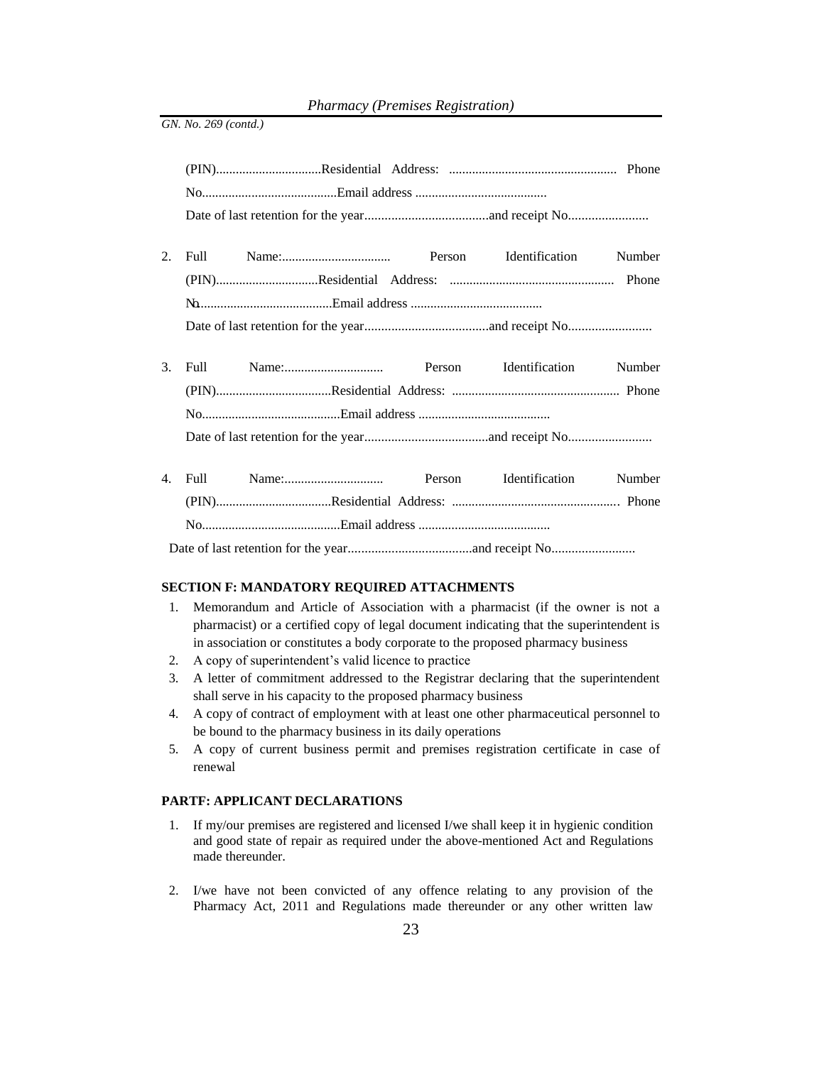(PIN)................................Residential Address: .................................................. Phone No.........................................Email address ........................................

Date of last retention for the year.....................................and receipt No........................

2. Full Name:................................. Person Identification Number (PIN)...............................Residential Address: ................................................. Phone No.........................................Email address ........................................

   Date of last retention for the year.....................................and receipt No.........................

3. Full Name:.............................. Person Identification Number (PIN)...................................Residential Address: .................................................. Phone No..........................................Email address ........................................

   Date of last retention for the year.....................................and receipt No.........................

4. Full Name:.............................. Person Identification Number (PIN)...................................Residential Address: .................................................. Phone No..........................................Email address ........................................

   Date of last retention for the year.....................................and receipt No.........................

**SECTION F: MANDATORY REQUIRED ATTACHMENTS**

1. Memorandum and Article of Association with a pharmacist (if the owner is not a pharmacist) or a certified copy of legal document indicating that the superintendent is in association or constitutes a body corporate to the proposed pharmacy business
2. A copy of superintendent's valid licence to practice
3. A letter of commitment addressed to the Registrar declaring that the superintendent shall serve in his capacity to the proposed pharmacy business
4. A copy of contract of employment with at least one other pharmaceutical personnel to be bound to the pharmacy business in its daily operations
5. A copy of current business permit and premises registration certificate in case of renewal

**PARTF: APPLICANT DECLARATIONS**

1. If my/our premises are registered and licensed I/we shall keep it in hygienic condition and good state of repair as required under the above-mentioned Act and Regulations made thereunder.

2. I/we have not been convicted of any offence relating to any provision of the Pharmacy Act, 2011 and Regulations made thereunder or any other written law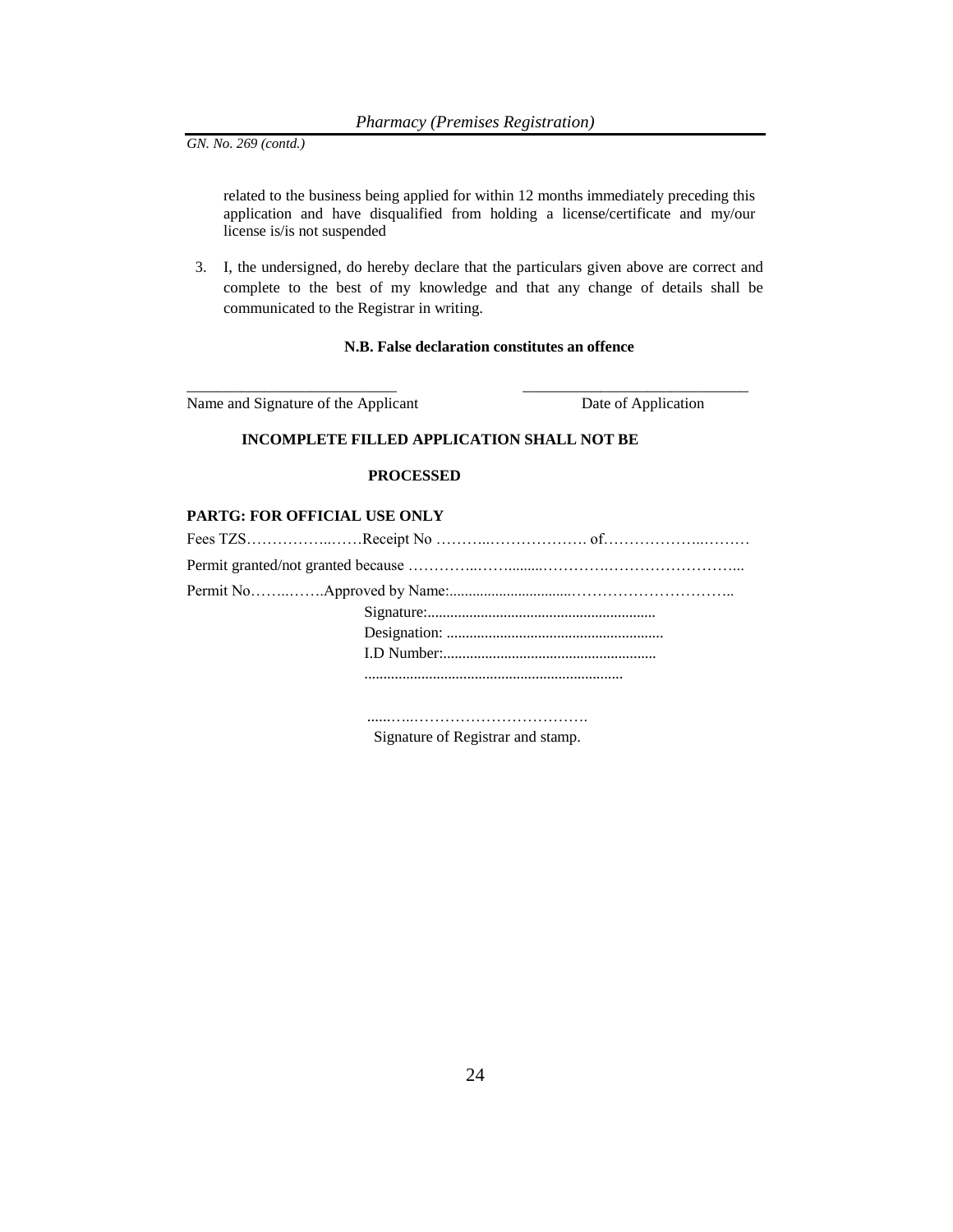related to the business being applied for within 12 months immediately preceding this application and have disqualified from holding a license/certificate and my/our license is/is not suspended

3. I, the undersigned, do hereby declare that the particulars given above are correct and complete to the best of my knowledge and that any change of details shall be communicated to the Registrar in writing.

**N.B. False declaration constitutes an offence**

\_\_\_\_\_\_\_\_\_\_\_\_\_\_\_\_\_\_\_\_\_\_\_\_\_\_\_ &nbsp;&nbsp;&nbsp;&nbsp;&nbsp;&nbsp;&nbsp;&nbsp; \_\_\_\_\_\_\_\_\_\_\_\_\_\_\_\_\_\_\_\_\_\_\_\_\_\_\_\_\_\_

Name and Signature of the Applicant &nbsp;&nbsp;&nbsp;&nbsp;&nbsp;&nbsp;&nbsp;&nbsp; Date of Application

**INCOMPLETE FILLED APPLICATION SHALL NOT BE**

**PROCESSED**

**PARTG: FOR OFFICIAL USE ONLY**

Fees TZS……………..……Receipt No ………..………………. of……………….………

Permit granted/not granted because …………..……........………….……………………...

Permit No……..…….Approved by Name:...............................…………………………..

Signature:...........................................................

Designation: .........................................................

I.D Number:........................................................

...................................................................

......…..…………………………….

Signature of Registrar and stamp.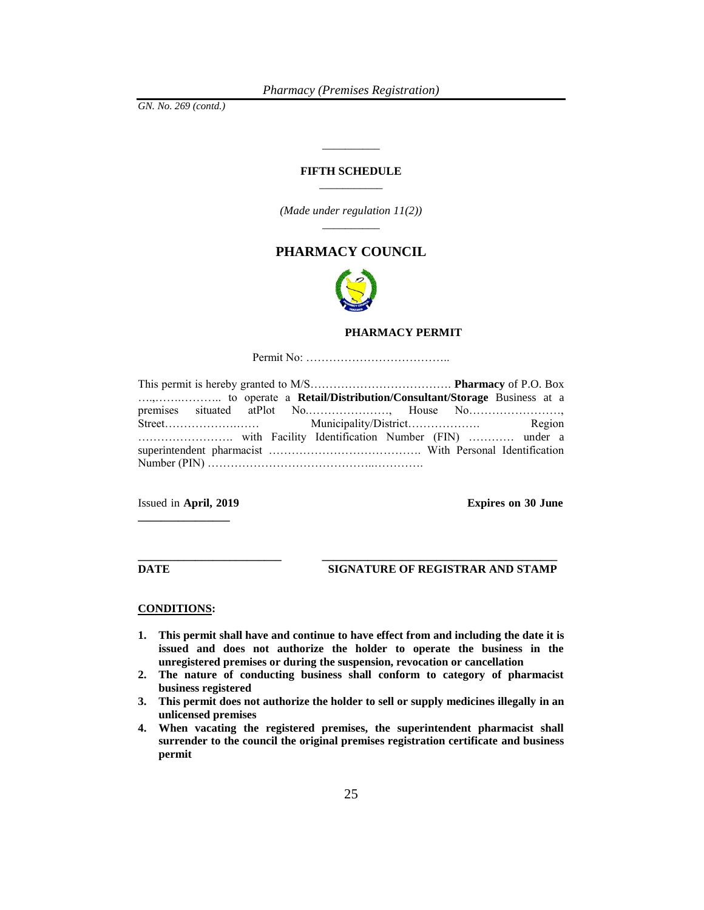GN. No. 269 (contd.)

## FIFTH SCHEDULE

*(Made under regulation 11(2))*

# PHARMACY COUNCIL

### PHARMACY PERMIT

Permit No: ………………………………..

This permit is hereby granted to M/S………………………………. **Pharmacy** of P.O. Box ….,…….……….. to operate a **Retail/Distribution/Consultant/Storage** Business at a premises situated atPlot No.…………………, House No……………………, Street……………….…… Municipality/District………………. Region……………………. with Facility Identification Number (FIN) ………… under a superintendent pharmacist …………………………………. With Personal Identification Number (PIN) …………………………………..………….

Issued in **April, 2019** **Expires on 30 June \_\_\_\_\_\_\_\_\_\_\_\_\_\_**

\_\_\_\_\_\_\_\_\_\_\_\_\_\_\_\_\_\_\_\_\_\_ \_\_\_\_\_\_\_\_\_\_\_\_\_\_\_\_\_\_\_\_\_\_\_\_\_\_\_\_\_\_\_\_\_\_\_\_

**DATE** **SIGNATURE OF REGISTRAR AND STAMP**

**CONDITIONS:**

1. **This permit shall have and continue to have effect from and including the date it is issued and does not authorize the holder to operate the business in the unregistered premises or during the suspension, revocation or cancellation**
2. **The nature of conducting business shall conform to category of pharmacist business registered**
3. **This permit does not authorize the holder to sell or supply medicines illegally in an unlicensed premises**
4. **When vacating the registered premises, the superintendent pharmacist shall surrender to the council the original premises registration certificate and business permit**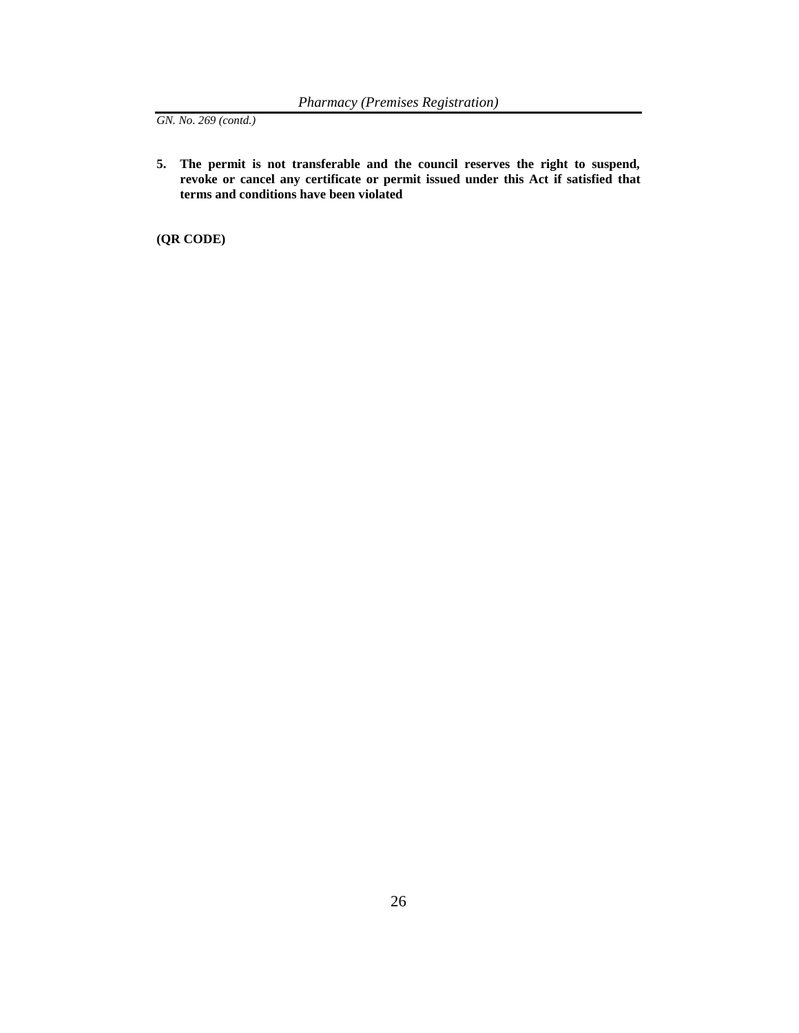*GN. No. 269 (contd.)*

5. **The permit is not transferable and the council reserves the right to suspend, revoke or cancel any certificate or permit issued under this Act if satisfied that terms and conditions have been violated**

**(QR CODE)**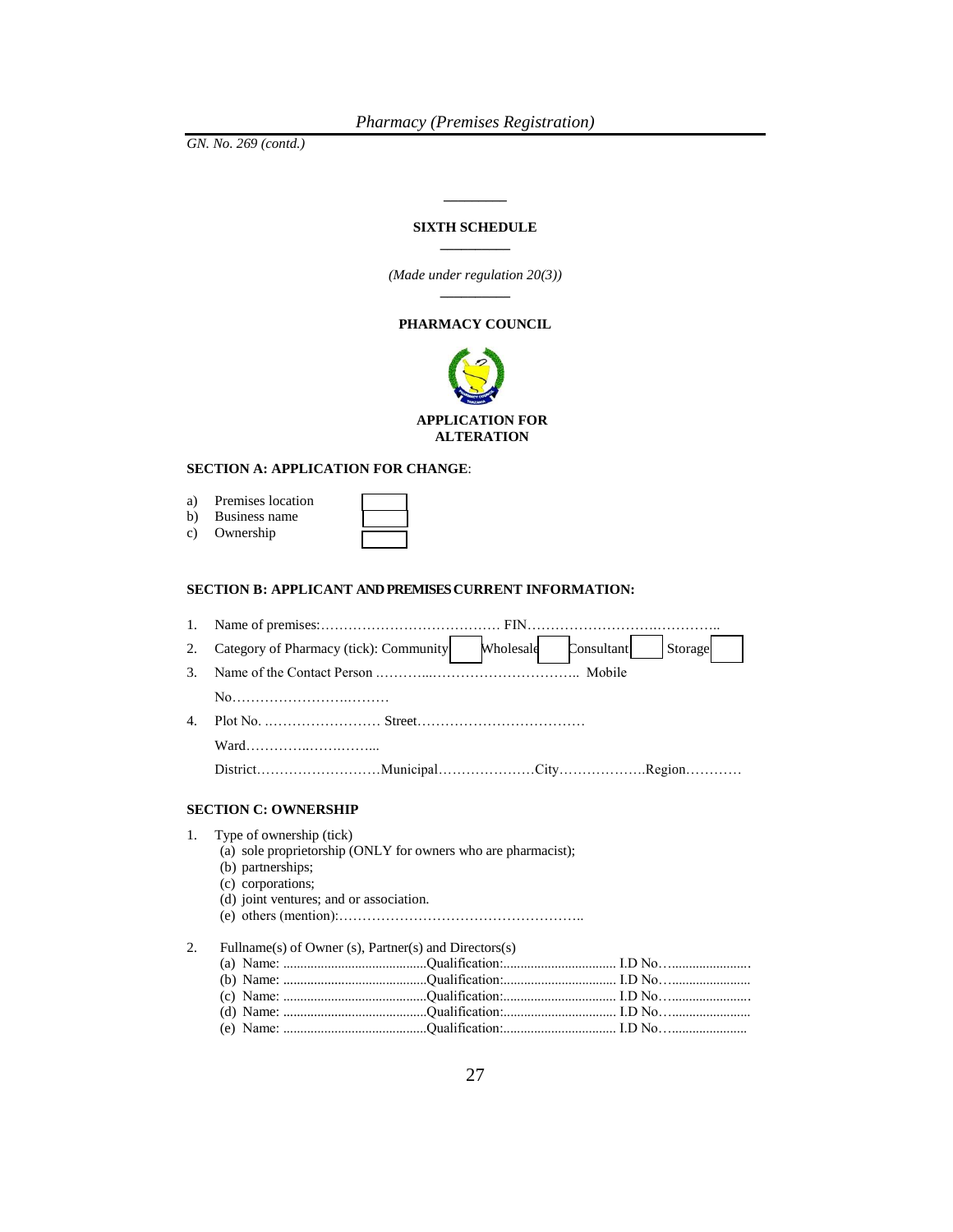*GN. No. 269 (contd.)*

## SIXTH SCHEDULE

*(Made under regulation 20(3))*

## PHARMACY COUNCIL

### APPLICATION FOR ALTERATION

**SECTION A: APPLICATION FOR CHANGE**:

a) Premises location ☐
b) Business name ☐
c) Ownership ☐

**SECTION B: APPLICANT AND PREMISES CURRENT INFORMATION:**

1. Name of premises:………………………………… FIN……………………….…………..
2. Category of Pharmacy (tick): Community ☐ Wholesale ☐ Consultant ☐ Storage ☐
3. Name of the Contact Person .………...………………………….. Mobile No……………………….………
4. Plot No. .…………………… Street………………………………
   Ward…………..…….……...
   District………………………Municipal…………………City……………….Region…………

**SECTION C: OWNERSHIP**

1. Type of ownership (tick)
   (a) sole proprietorship (ONLY for owners who are pharmacist);
   (b) partnerships;
   (c) corporations;
   (d) joint ventures; and or association.
   (e) others (mention):……………………………………………..

2. Fullname(s) of Owner (s), Partner(s) and Directors(s)
   (a) Name: .........................................Qualification:................................ I.D No….......................
   (b) Name: .........................................Qualification:................................ I.D No…......................
   (c) Name: .........................................Qualification:................................ I.D No….......................
   (d) Name: .........................................Qualification:................................ I.D No…......................
   (e) Name: .........................................Qualification:................................ I.D No…....................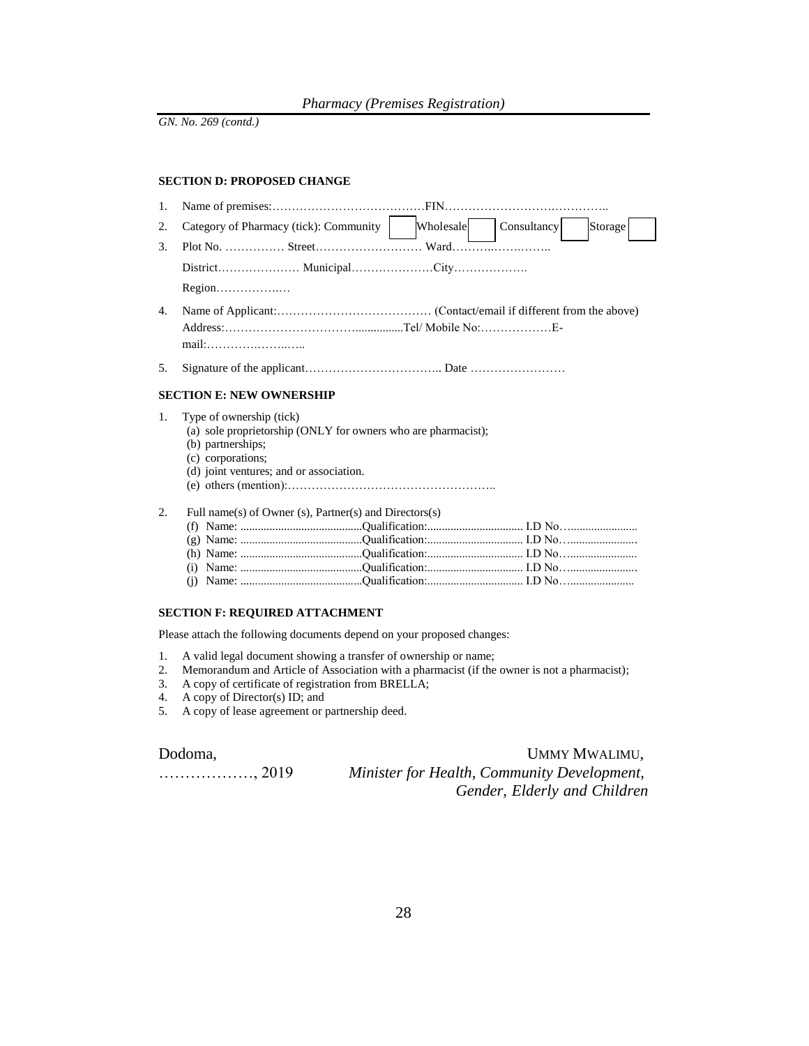GN. No. 269 (contd.)

**SECTION D: PROPOSED CHANGE**

1. Name of premises:…………………………………FIN……………………….…………..
2. Category of Pharmacy (tick): Community ☐ Wholesale ☐ Consultancy ☐ Storage ☐
3. Plot No. …………… Street……………………… Ward………..…….……..

   District………………… Municipal…………………City……………….

   Region……………..…
4. Name of Applicant:………………………………… (Contact/email if different from the above) Address:…………………………….................Tel/ Mobile No:………………E-mail:………….……..…..
5. Signature of the applicant…………………………….. Date ……………………

**SECTION E: NEW OWNERSHIP**

1. Type of ownership (tick)
   - (a) sole proprietorship (ONLY for owners who are pharmacist);
   - (b) partnerships;
   - (c) corporations;
   - (d) joint ventures; and or association.
   - (e) others (mention):……………………………………………..
2. Full name(s) of Owner (s), Partner(s) and Directors(s)
   - (f) Name: ..........................................Qualification:................................ I.D No….......................
   - (g) Name: ..........................................Qualification:................................ I.D No….......................
   - (h) Name: ..........................................Qualification:................................ I.D No….......................
   - (i) Name: ..........................................Qualification:................................ I.D No….......................
   - (j) Name: ..........................................Qualification:................................ I.D No….......................

**SECTION F: REQUIRED ATTACHMENT**

Please attach the following documents depend on your proposed changes:

1. A valid legal document showing a transfer of ownership or name;
2. Memorandum and Article of Association with a pharmacist (if the owner is not a pharmacist);
3. A copy of certificate of registration from BRELLA;
4. A copy of Director(s) ID; and
5. A copy of lease agreement or partnership deed.

Dodoma,
………………, 2019

UMMY MWALIMU,
*Minister for Health, Community Development, Gender, Elderly and Children*